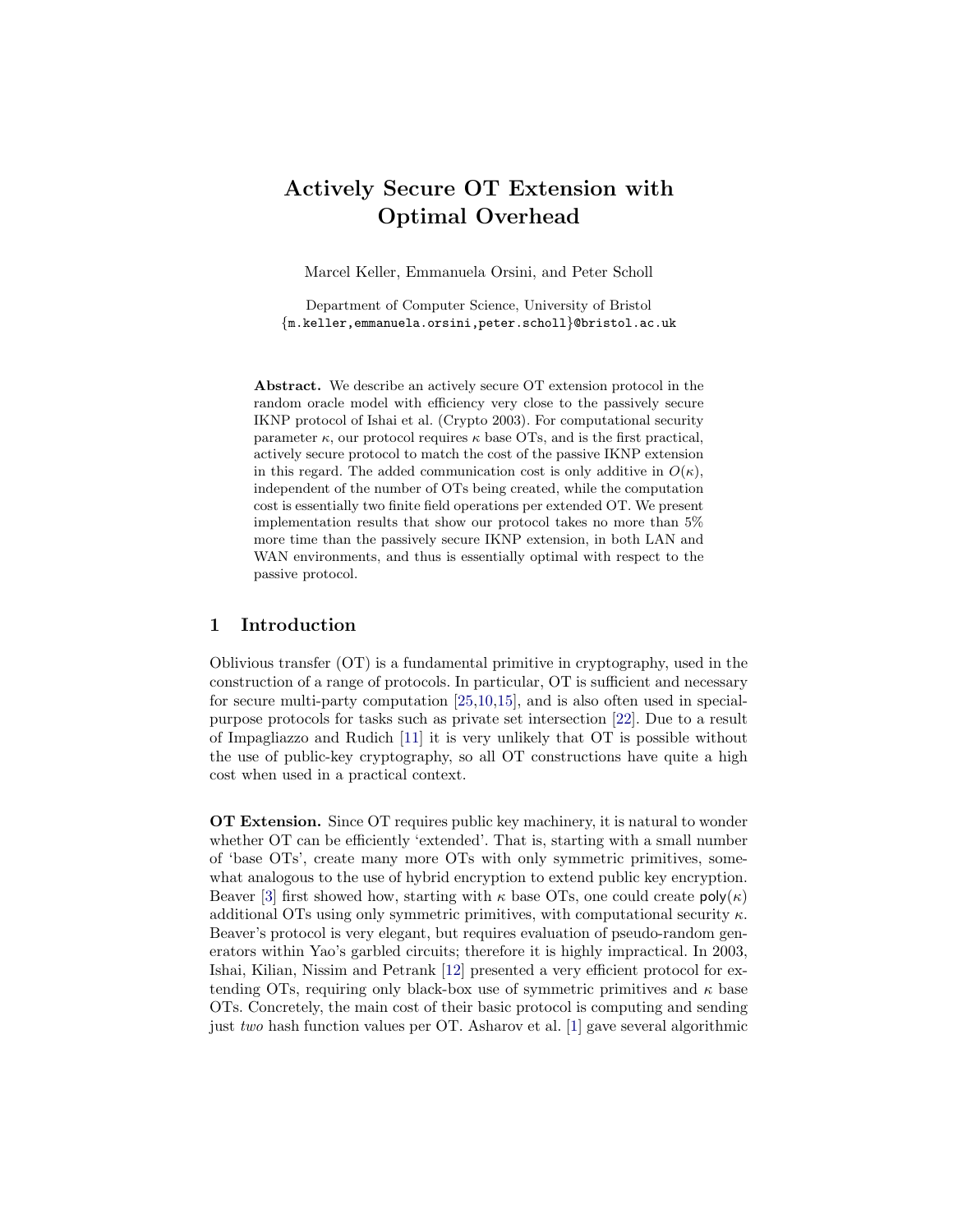# Actively Secure OT Extension with Optimal Overhead

Marcel Keller, Emmanuela Orsini, and Peter Scholl

Department of Computer Science, University of Bristol
{m.keller,emmanuela.orsini,peter.scholl}@bristol.ac.uk

**Abstract.** We describe an actively secure OT extension protocol in the random oracle model with efficiency very close to the passively secure IKNP protocol of Ishai et al. (Crypto 2003). For computational security parameter $\kappa$, our protocol requires $\kappa$ base OTs, and is the first practical, actively secure protocol to match the cost of the passive IKNP extension in this regard. The added communication cost is only additive in $O(\kappa)$, independent of the number of OTs being created, while the computation cost is essentially two finite field operations per extended OT. We present implementation results that show our protocol takes no more than 5% more time than the passively secure IKNP extension, in both LAN and WAN environments, and thus is essentially optimal with respect to the passive protocol.

## 1 Introduction

Oblivious transfer (OT) is a fundamental primitive in cryptography, used in the construction of a range of protocols. In particular, OT is sufficient and necessary for secure multi-party computation [25,10,15], and is also often used in special-purpose protocols for tasks such as private set intersection [22]. Due to a result of Impagliazzo and Rudich [11] it is very unlikely that OT is possible without the use of public-key cryptography, so all OT constructions have quite a high cost when used in a practical context.

**OT Extension.** Since OT requires public key machinery, it is natural to wonder whether OT can be efficiently 'extended'. That is, starting with a small number of 'base OTs', create many more OTs with only symmetric primitives, somewhat analogous to the use of hybrid encryption to extend public key encryption. Beaver [3] first showed how, starting with $\kappa$ base OTs, one could create $\mathsf{poly}(\kappa)$ additional OTs using only symmetric primitives, with computational security $\kappa$. Beaver's protocol is very elegant, but requires evaluation of pseudo-random generators within Yao's garbled circuits; therefore it is highly impractical. In 2003, Ishai, Kilian, Nissim and Petrank [12] presented a very efficient protocol for extending OTs, requiring only black-box use of symmetric primitives and $\kappa$ base OTs. Concretely, the main cost of their basic protocol is computing and sending just *two* hash function values per OT. Asharov et al. [1] gave several algorithmic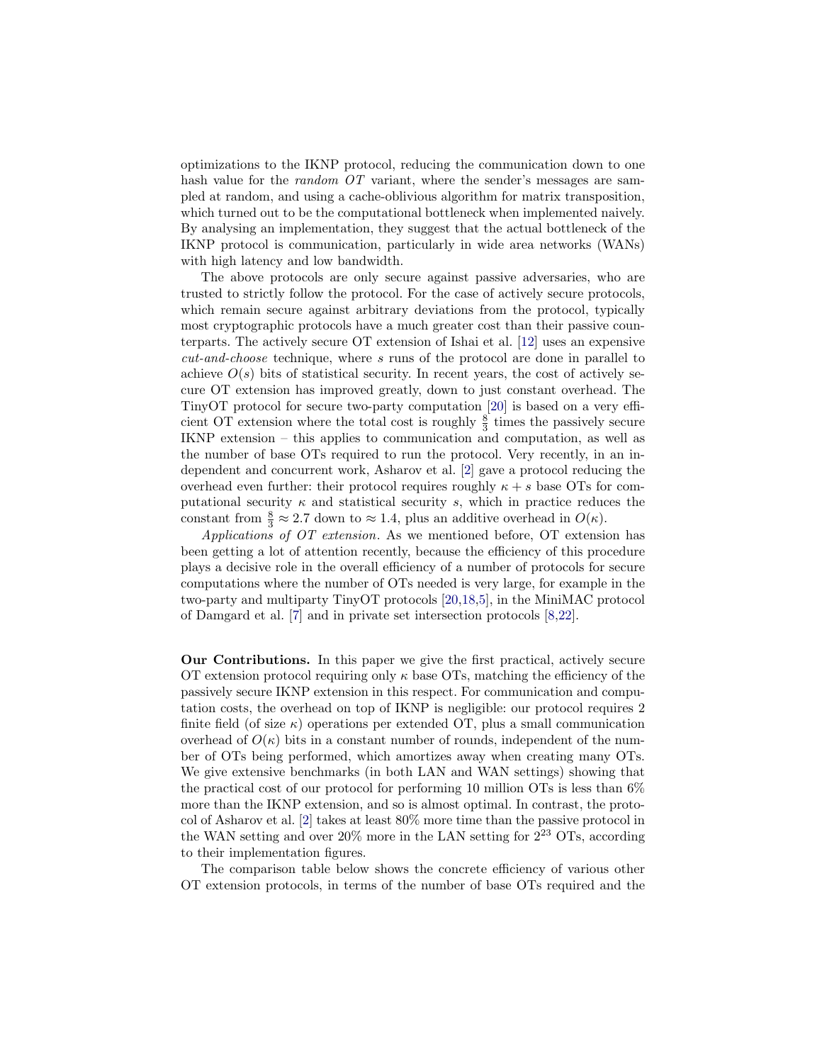optimizations to the IKNP protocol, reducing the communication down to one hash value for the *random OT* variant, where the sender's messages are sampled at random, and using a cache-oblivious algorithm for matrix transposition, which turned out to be the computational bottleneck when implemented naively. By analysing an implementation, they suggest that the actual bottleneck of the IKNP protocol is communication, particularly in wide area networks (WANs) with high latency and low bandwidth.

The above protocols are only secure against passive adversaries, who are trusted to strictly follow the protocol. For the case of actively secure protocols, which remain secure against arbitrary deviations from the protocol, typically most cryptographic protocols have a much greater cost than their passive counterparts. The actively secure OT extension of Ishai et al. [12] uses an expensive *cut-and-choose* technique, where $s$ runs of the protocol are done in parallel to achieve $O(s)$ bits of statistical security. In recent years, the cost of actively secure OT extension has improved greatly, down to just constant overhead. The TinyOT protocol for secure two-party computation [20] is based on a very efficient OT extension where the total cost is roughly $\frac{8}{3}$ times the passively secure IKNP extension – this applies to communication and computation, as well as the number of base OTs required to run the protocol. Very recently, in an independent and concurrent work, Asharov et al. [2] gave a protocol reducing the overhead even further: their protocol requires roughly $\kappa + s$ base OTs for computational security $\kappa$ and statistical security $s$, which in practice reduces the constant from $\frac{8}{3} \approx 2.7$ down to $\approx 1.4$, plus an additive overhead in $O(\kappa)$.

*Applications of OT extension.* As we mentioned before, OT extension has been getting a lot of attention recently, because the efficiency of this procedure plays a decisive role in the overall efficiency of a number of protocols for secure computations where the number of OTs needed is very large, for example in the two-party and multiparty TinyOT protocols [20,18,5], in the MiniMAC protocol of Damgard et al. [7] and in private set intersection protocols [8,22].

**Our Contributions.** In this paper we give the first practical, actively secure OT extension protocol requiring only $\kappa$ base OTs, matching the efficiency of the passively secure IKNP extension in this respect. For communication and computation costs, the overhead on top of IKNP is negligible: our protocol requires 2 finite field (of size $\kappa$) operations per extended OT, plus a small communication overhead of $O(\kappa)$ bits in a constant number of rounds, independent of the number of OTs being performed, which amortizes away when creating many OTs. We give extensive benchmarks (in both LAN and WAN settings) showing that the practical cost of our protocol for performing 10 million OTs is less than 6% more than the IKNP extension, and so is almost optimal. In contrast, the protocol of Asharov et al. [2] takes at least 80% more time than the passive protocol in the WAN setting and over 20% more in the LAN setting for $2^{23}$ OTs, according to their implementation figures.

The comparison table below shows the concrete efficiency of various other OT extension protocols, in terms of the number of base OTs required and the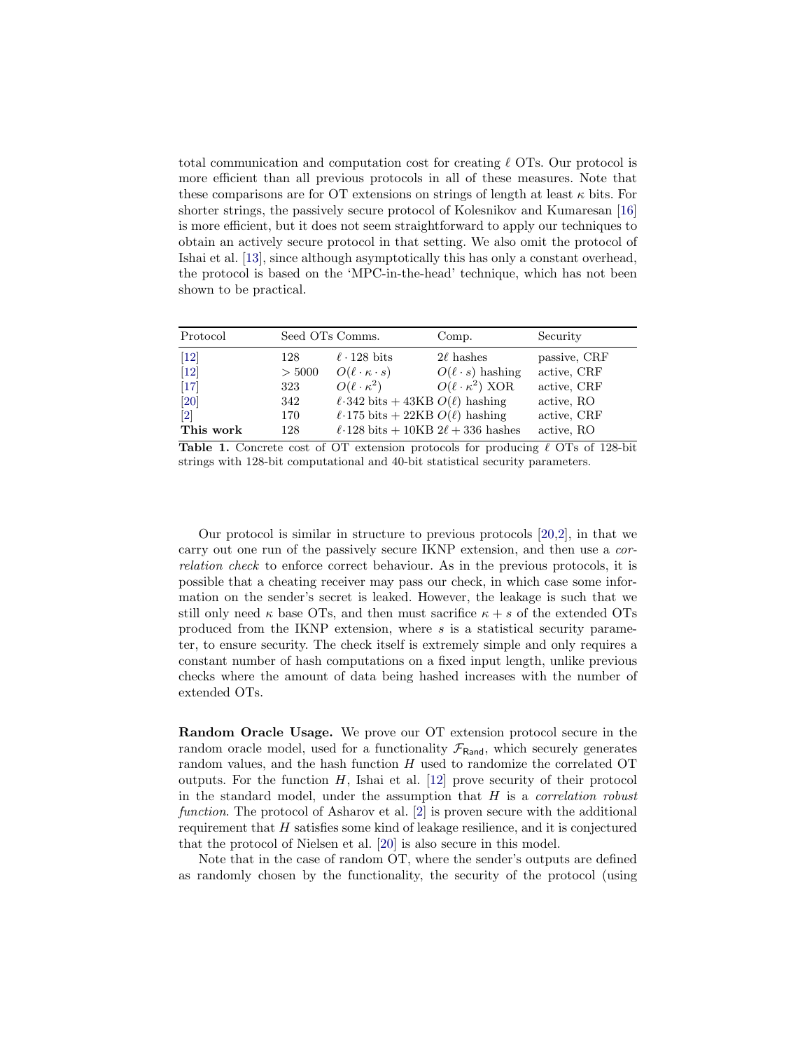total communication and computation cost for creating $\ell$ OTs. Our protocol is more efficient than all previous protocols in all of these measures. Note that these comparisons are for OT extensions on strings of length at least $\kappa$ bits. For shorter strings, the passively secure protocol of Kolesnikov and Kumaresan [16] is more efficient, but it does not seem straightforward to apply our techniques to obtain an actively secure protocol in that setting. We also omit the protocol of Ishai et al. [13], since although asymptotically this has only a constant overhead, the protocol is based on the 'MPC-in-the-head' technique, which has not been shown to be practical.

| Protocol | Seed OTs | Comms. | Comp. | Security |
|---|---|---|---|---|
| [12] | 128 | $\ell \cdot 128$ bits | $2\ell$ hashes | passive, CRF |
| [12] | $> 5000$ | $O(\ell \cdot \kappa \cdot s)$ | $O(\ell \cdot s)$ hashing | active, CRF |
| [17] | 323 | $O(\ell \cdot \kappa^2)$ | $O(\ell \cdot \kappa^2)$ XOR | active, CRF |
| [20] | 342 | $\ell \cdot 342$ bits + 43KB | $O(\ell)$ hashing | active, RO |
| [2] | 170 | $\ell \cdot 175$ bits + 22KB | $O(\ell)$ hashing | active, CRF |
| **This work** | 128 | $\ell \cdot 128$ bits + 10KB | $2\ell + 336$ hashes | active, RO |

**Table 1.** Concrete cost of OT extension protocols for producing $\ell$ OTs of 128-bit strings with 128-bit computational and 40-bit statistical security parameters.

Our protocol is similar in structure to previous protocols [20,2], in that we carry out one run of the passively secure IKNP extension, and then use a *correlation check* to enforce correct behaviour. As in the previous protocols, it is possible that a cheating receiver may pass our check, in which case some information on the sender's secret is leaked. However, the leakage is such that we still only need $\kappa$ base OTs, and then must sacrifice $\kappa + s$ of the extended OTs produced from the IKNP extension, where $s$ is a statistical security parameter, to ensure security. The check itself is extremely simple and only requires a constant number of hash computations on a fixed input length, unlike previous checks where the amount of data being hashed increases with the number of extended OTs.

**Random Oracle Usage.** We prove our OT extension protocol secure in the random oracle model, used for a functionality $\mathcal{F}_{\mathsf{Rand}}$, which securely generates random values, and the hash function $H$ used to randomize the correlated OT outputs. For the function $H$, Ishai et al. [12] prove security of their protocol in the standard model, under the assumption that $H$ is a *correlation robust function*. The protocol of Asharov et al. [2] is proven secure with the additional requirement that $H$ satisfies some kind of leakage resilience, and it is conjectured that the protocol of Nielsen et al. [20] is also secure in this model.

Note that in the case of random OT, where the sender's outputs are defined as randomly chosen by the functionality, the security of the protocol (using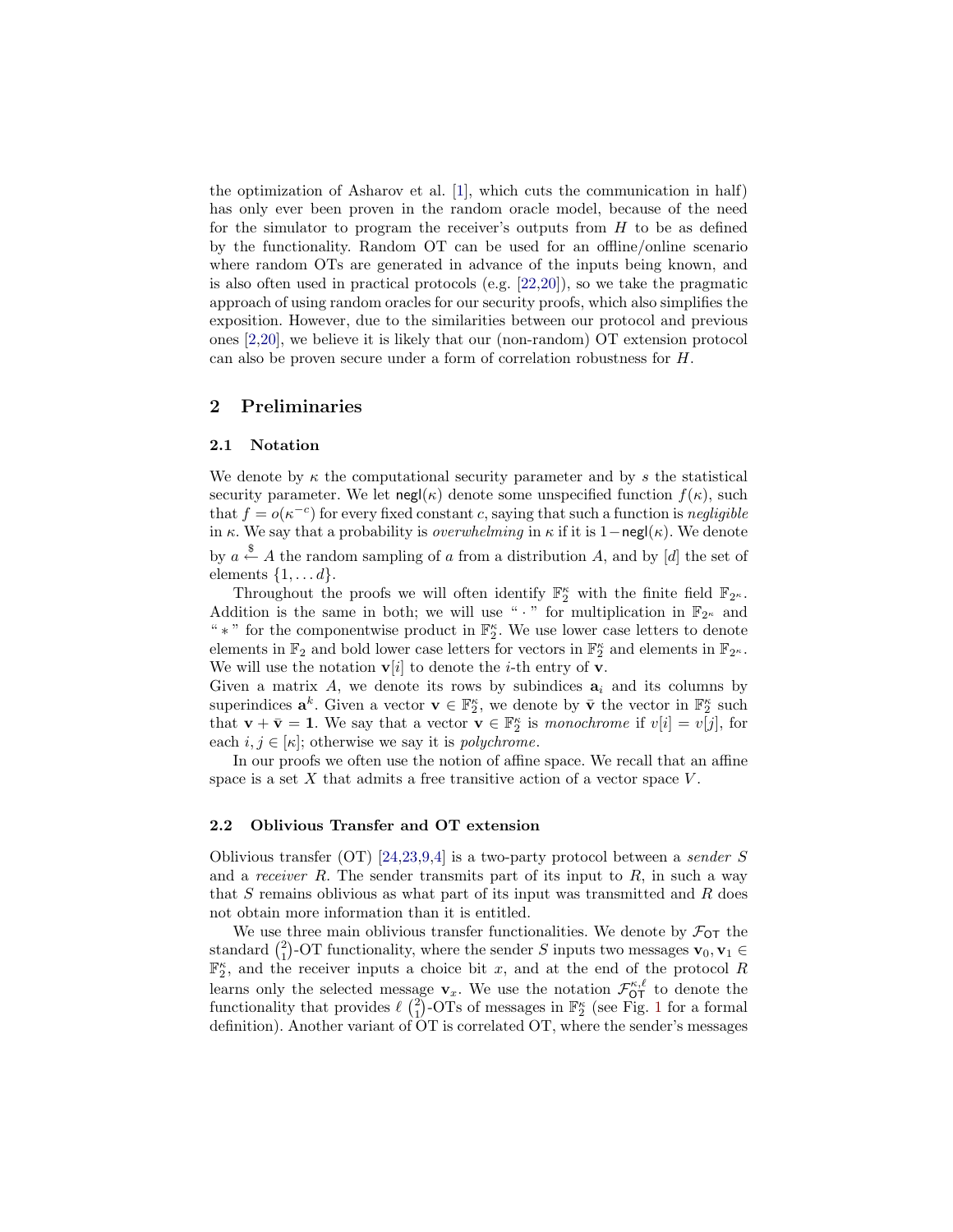the optimization of Asharov et al. [1], which cuts the communication in half) has only ever been proven in the random oracle model, because of the need for the simulator to program the receiver's outputs from $H$ to be as defined by the functionality. Random OT can be used for an offline/online scenario where random OTs are generated in advance of the inputs being known, and is also often used in practical protocols (e.g. [22,20]), so we take the pragmatic approach of using random oracles for our security proofs, which also simplifies the exposition. However, due to the similarities between our protocol and previous ones [2,20], we believe it is likely that our (non-random) OT extension protocol can also be proven secure under a form of correlation robustness for $H$.

## 2 Preliminaries

### 2.1 Notation

We denote by $\kappa$ the computational security parameter and by $s$ the statistical security parameter. We let $\mathsf{negl}(\kappa)$ denote some unspecified function $f(\kappa)$, such that $f = o(\kappa^{-c})$ for every fixed constant $c$, saying that such a function is *negligible* in $\kappa$. We say that a probability is *overwhelming* in $\kappa$ if it is $1-\mathsf{negl}(\kappa)$. We denote by $a \xleftarrow{\$} A$ the random sampling of $a$ from a distribution $A$, and by $[d]$ the set of elements $\{1, \dots d\}$.

Throughout the proofs we will often identify $\mathbb{F}_2^\kappa$ with the finite field $\mathbb{F}_{2^\kappa}$. Addition is the same in both; we will use " $\cdot$ " for multiplication in $\mathbb{F}_{2^\kappa}$ and " $*$ " for the componentwise product in $\mathbb{F}_2^\kappa$. We use lower case letters to denote elements in $\mathbb{F}_2$ and bold lower case letters for vectors in $\mathbb{F}_2^\kappa$ and elements in $\mathbb{F}_{2^\kappa}$. We will use the notation $\mathbf{v}[i]$ to denote the $i$-th entry of $\mathbf{v}$.
Given a matrix $A$, we denote its rows by subindices $\mathbf{a}_i$ and its columns by superindices $\mathbf{a}^k$. Given a vector $\mathbf{v} \in \mathbb{F}_2^\kappa$, we denote by $\bar{\mathbf{v}}$ the vector in $\mathbb{F}_2^\kappa$ such that $\mathbf{v} + \bar{\mathbf{v}} = \mathbf{1}$. We say that a vector $\mathbf{v} \in \mathbb{F}_2^\kappa$ is *monochrome* if $v[i] = v[j]$, for each $i, j \in [\kappa]$; otherwise we say it is *polychrome*.

In our proofs we often use the notion of affine space. We recall that an affine space is a set $X$ that admits a free transitive action of a vector space $V$.

### 2.2 Oblivious Transfer and OT extension

Oblivious transfer (OT) [24,23,9,4] is a two-party protocol between a *sender* $S$ and a *receiver* $R$. The sender transmits part of its input to $R$, in such a way that $S$ remains oblivious as what part of its input was transmitted and $R$ does not obtain more information than it is entitled.

We use three main oblivious transfer functionalities. We denote by $\mathcal{F}_{\mathsf{OT}}$ the standard $\binom{2}{1}$-OT functionality, where the sender $S$ inputs two messages $\mathbf{v}_0, \mathbf{v}_1 \in \mathbb{F}_2^\kappa$, and the receiver inputs a choice bit $x$, and at the end of the protocol $R$ learns only the selected message $\mathbf{v}_x$. We use the notation $\mathcal{F}_{\mathsf{OT}}^{\kappa,\ell}$ to denote the functionality that provides $\ell$ $\binom{2}{1}$-OTs of messages in $\mathbb{F}_2^\kappa$ (see Fig. 1 for a formal definition). Another variant of OT is correlated OT, where the sender's messages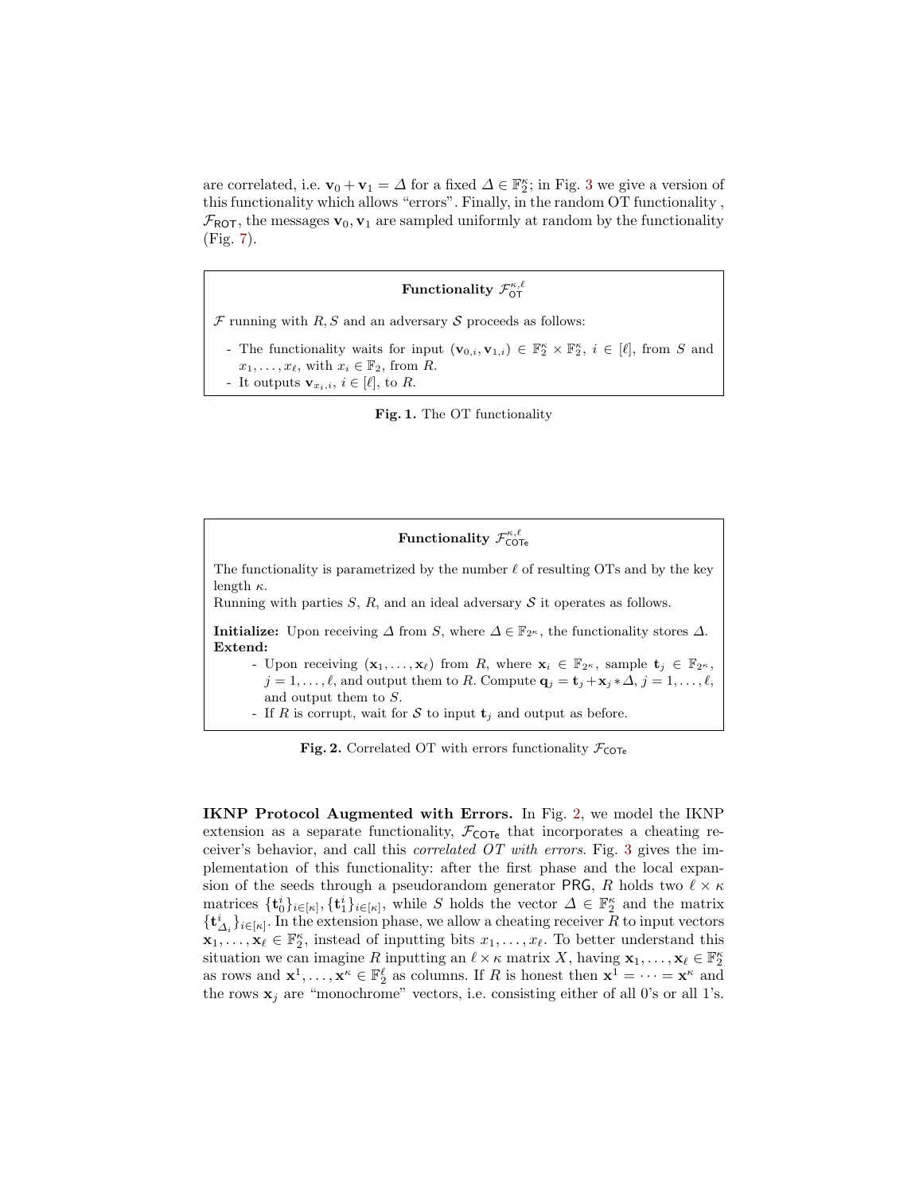are correlated, i.e. $\mathbf{v}_0 + \mathbf{v}_1 = \Delta$ for a fixed $\Delta \in \mathbb{F}_2^\kappa$; in Fig. 3 we give a version of this functionality which allows "errors". Finally, in the random OT functionality , $\mathcal{F}_{\mathsf{ROT}}$, the messages $\mathbf{v}_0, \mathbf{v}_1$ are sampled uniformly at random by the functionality (Fig. 7).

> **Functionality $\mathcal{F}_{\mathsf{OT}}^{\kappa,\ell}$**
>
> $\mathcal{F}$ running with $R, S$ and an adversary $\mathcal{S}$ proceeds as follows:
>
> - The functionality waits for input $(\mathbf{v}_{0,i}, \mathbf{v}_{1,i}) \in \mathbb{F}_2^\kappa \times \mathbb{F}_2^\kappa$, $i \in [\ell]$, from $S$ and $x_1, \ldots, x_\ell$, with $x_i \in \mathbb{F}_2$, from $R$.
> - It outputs $\mathbf{v}_{x_i,i}$, $i \in [\ell]$, to $R$.

**Fig. 1.** The OT functionality

> **Functionality $\mathcal{F}_{\mathsf{COTe}}^{\kappa,\ell}$**
>
> The functionality is parametrized by the number $\ell$ of resulting OTs and by the key length $\kappa$.
> Running with parties $S$, $R$, and an ideal adversary $\mathcal{S}$ it operates as follows.
>
> **Initialize:** Upon receiving $\Delta$ from $S$, where $\Delta \in \mathbb{F}_{2^\kappa}$, the functionality stores $\Delta$.
> **Extend:**
>
> - Upon receiving $(\mathbf{x}_1, \ldots, \mathbf{x}_\ell)$ from $R$, where $\mathbf{x}_i \in \mathbb{F}_{2^\kappa}$, sample $\mathbf{t}_j \in \mathbb{F}_{2^\kappa}$, $j = 1, \ldots, \ell$, and output them to $R$. Compute $\mathbf{q}_j = \mathbf{t}_j + \mathbf{x}_j * \Delta$, $j = 1, \ldots, \ell$, and output them to $S$.
> - If $R$ is corrupt, wait for $\mathcal{S}$ to input $\mathbf{t}_j$ and output as before.

**Fig. 2.** Correlated OT with errors functionality $\mathcal{F}_{\mathsf{COTe}}$

**IKNP Protocol Augmented with Errors.** In Fig. 2, we model the IKNP extension as a separate functionality, $\mathcal{F}_{\mathsf{COTe}}$ that incorporates a cheating receiver's behavior, and call this *correlated OT with errors*. Fig. 3 gives the implementation of this functionality: after the first phase and the local expansion of the seeds through a pseudorandom generator $\mathsf{PRG}$, $R$ holds two $\ell \times \kappa$ matrices $\{\mathbf{t}_0^i\}_{i\in[\kappa]}, \{\mathbf{t}_1^i\}_{i\in[\kappa]}$, while $S$ holds the vector $\Delta \in \mathbb{F}_2^\kappa$ and the matrix $\{\mathbf{t}_{\Delta_i}^i\}_{i\in[\kappa]}$. In the extension phase, we allow a cheating receiver $R$ to input vectors $\mathbf{x}_1, \ldots, \mathbf{x}_\ell \in \mathbb{F}_2^\kappa$, instead of inputting bits $x_1, \ldots, x_\ell$. To better understand this situation we can imagine $R$ inputting an $\ell \times \kappa$ matrix $X$, having $\mathbf{x}_1, \ldots, \mathbf{x}_\ell \in \mathbb{F}_2^\kappa$ as rows and $\mathbf{x}^1, \ldots, \mathbf{x}^\kappa \in \mathbb{F}_2^\ell$ as columns. If $R$ is honest then $\mathbf{x}^1 = \cdots = \mathbf{x}^\kappa$ and the rows $\mathbf{x}_j$ are "monochrome" vectors, i.e. consisting either of all 0's or all 1's.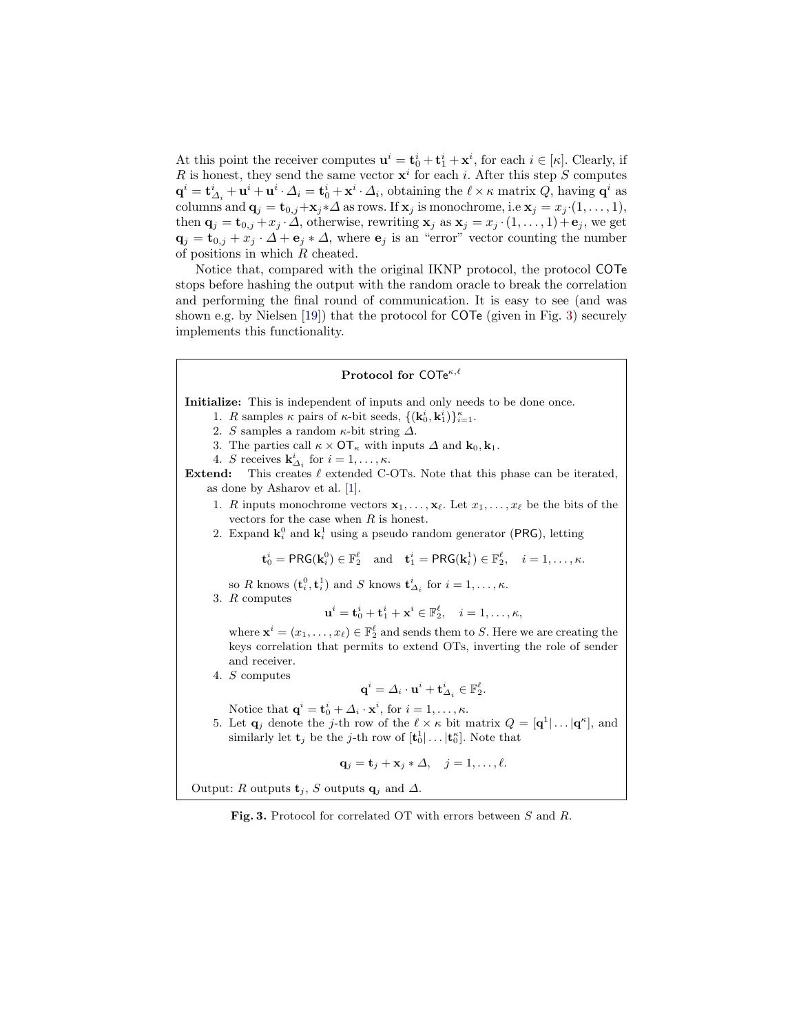At this point the receiver computes $\mathbf{u}^i = \mathbf{t}_0^i + \mathbf{t}_1^i + \mathbf{x}^i$, for each $i \in [\kappa]$. Clearly, if $R$ is honest, they send the same vector $\mathbf{x}^i$ for each $i$. After this step $S$ computes $\mathbf{q}^i = \mathbf{t}^i_{\Delta_i} + \mathbf{u}^i + \mathbf{u}^i \cdot \Delta_i = \mathbf{t}_0^i + \mathbf{x}^i \cdot \Delta_i$, obtaining the $\ell \times \kappa$ matrix $Q$, having $\mathbf{q}^i$ as columns and $\mathbf{q}_j = \mathbf{t}_{0,j} + \mathbf{x}_j * \Delta$ as rows. If $\mathbf{x}_j$ is monochrome, i.e $\mathbf{x}_j = x_j \cdot (1, \ldots, 1)$, then $\mathbf{q}_j = \mathbf{t}_{0,j} + x_j \cdot \Delta$, otherwise, rewriting $\mathbf{x}_j$ as $\mathbf{x}_j = x_j \cdot (1, \ldots, 1) + \mathbf{e}_j$, we get $\mathbf{q}_j = \mathbf{t}_{0,j} + x_j \cdot \Delta + \mathbf{e}_j * \Delta$, where $\mathbf{e}_j$ is an "error" vector counting the number of positions in which $R$ cheated.

Notice that, compared with the original IKNP protocol, the protocol COTe stops before hashing the output with the random oracle to break the correlation and performing the final round of communication. It is easy to see (and was shown e.g. by Nielsen [19]) that the protocol for COTe (given in Fig. 3) securely implements this functionality.

**Protocol for $\mathsf{COTe}^{\kappa,\ell}$**

**Initialize:** This is independent of inputs and only needs to be done once.

1. $R$ samples $\kappa$ pairs of $\kappa$-bit seeds, $\{(\mathbf{k}_0^i, \mathbf{k}_1^i)\}_{i=1}^{\kappa}$.
2. $S$ samples a random $\kappa$-bit string $\Delta$.
3. The parties call $\kappa \times \mathsf{OT}_\kappa$ with inputs $\Delta$ and $\mathbf{k}_0, \mathbf{k}_1$.
4. $S$ receives $\mathbf{k}^i_{\Delta_i}$ for $i = 1, \ldots, \kappa$.

**Extend:** This creates $\ell$ extended C-OTs. Note that this phase can be iterated, as done by Asharov et al. [1].

1. $R$ inputs monochrome vectors $\mathbf{x}_1, \ldots, \mathbf{x}_\ell$. Let $x_1, \ldots, x_\ell$ be the bits of the vectors for the case when $R$ is honest.
2. Expand $\mathbf{k}_i^0$ and $\mathbf{k}_i^1$ using a pseudo random generator (PRG), letting
$$\mathbf{t}_0^i = \mathsf{PRG}(\mathbf{k}_i^0) \in \mathbb{F}_2^\ell \quad \text{and} \quad \mathbf{t}_1^i = \mathsf{PRG}(\mathbf{k}_i^1) \in \mathbb{F}_2^\ell, \quad i = 1, \ldots, \kappa.$$
so $R$ knows $(\mathbf{t}_i^0, \mathbf{t}_i^1)$ and $S$ knows $\mathbf{t}^i_{\Delta_i}$ for $i = 1, \ldots, \kappa$.
3. $R$ computes
$$\mathbf{u}^i = \mathbf{t}_0^i + \mathbf{t}_1^i + \mathbf{x}^i \in \mathbb{F}_2^\ell, \quad i = 1, \ldots, \kappa,$$
where $\mathbf{x}^i = (x_1, \ldots, x_\ell) \in \mathbb{F}_2^\ell$ and sends them to $S$. Here we are creating the keys correlation that permits to extend OTs, inverting the role of sender and receiver.
4. $S$ computes
$$\mathbf{q}^i = \Delta_i \cdot \mathbf{u}^i + \mathbf{t}^i_{\Delta_i} \in \mathbb{F}_2^\ell.$$
Notice that $\mathbf{q}^i = \mathbf{t}_0^i + \Delta_i \cdot \mathbf{x}^i$, for $i = 1, \ldots, \kappa$.
5. Let $\mathbf{q}_j$ denote the $j$-th row of the $\ell \times \kappa$ bit matrix $Q = [\mathbf{q}^1 | \ldots | \mathbf{q}^\kappa]$, and similarly let $\mathbf{t}_j$ be the $j$-th row of $[\mathbf{t}_0^1 | \ldots | \mathbf{t}_0^\kappa]$. Note that
$$\mathbf{q}_j = \mathbf{t}_j + \mathbf{x}_j * \Delta, \quad j = 1, \ldots, \ell.$$

Output: $R$ outputs $\mathbf{t}_j$, $S$ outputs $\mathbf{q}_j$ and $\Delta$.

**Fig. 3.** Protocol for correlated OT with errors between $S$ and $R$.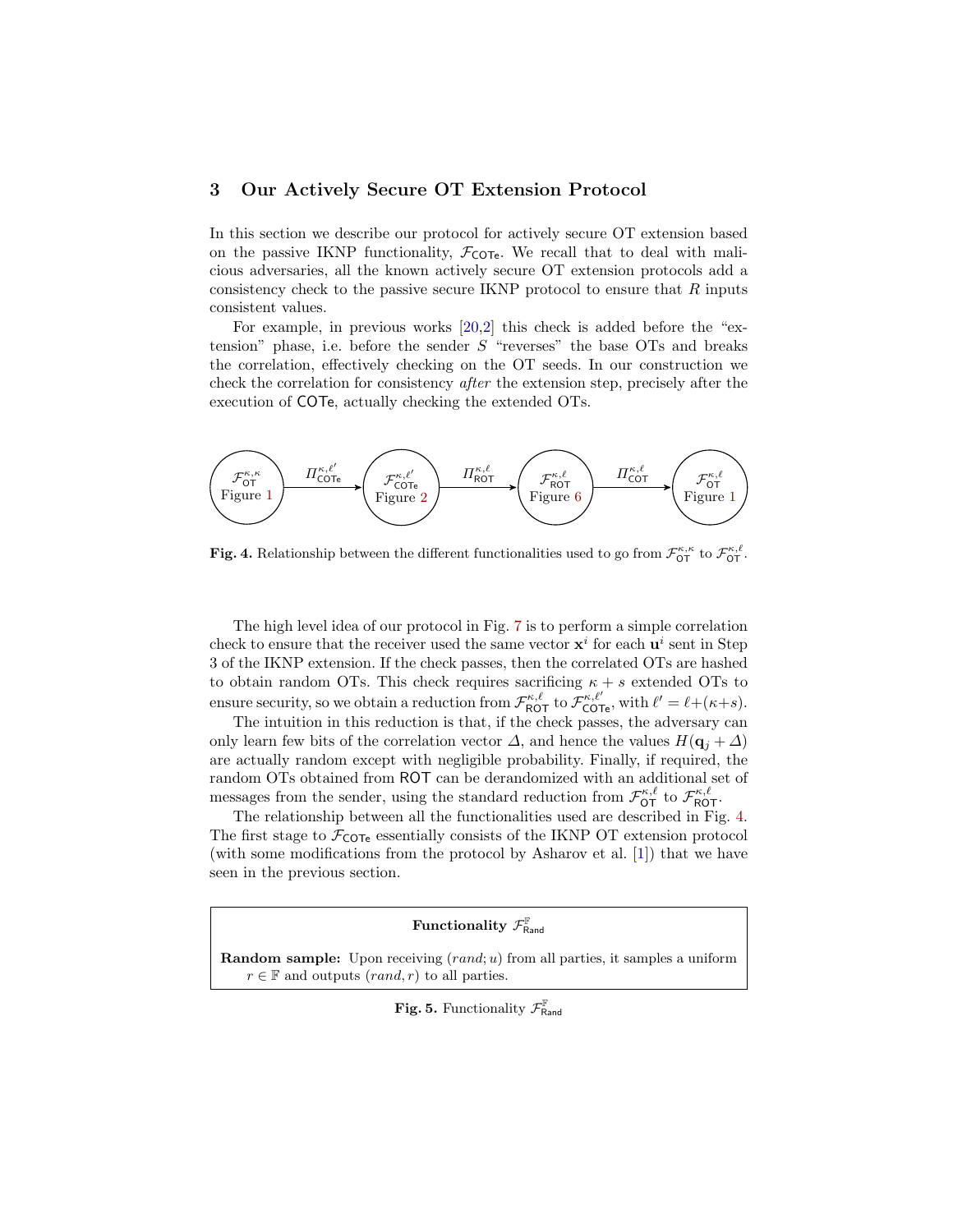## 3 Our Actively Secure OT Extension Protocol

In this section we describe our protocol for actively secure OT extension based on the passive IKNP functionality, $\mathcal{F}_{\mathsf{COTe}}$. We recall that to deal with malicious adversaries, all the known actively secure OT extension protocols add a consistency check to the passive secure IKNP protocol to ensure that $R$ inputs consistent values.

For example, in previous works [20,2] this check is added before the "extension" phase, i.e. before the sender $S$ "reverses" the base OTs and breaks the correlation, effectively checking on the OT seeds. In our construction we check the correlation for consistency *after* the extension step, precisely after the execution of COTe, actually checking the extended OTs.

$$\mathcal{F}_{\mathsf{OT}}^{\kappa,\kappa} \text{ (Figure 1)} \xrightarrow{\Pi_{\mathsf{COTe}}^{\kappa,\ell'}} \mathcal{F}_{\mathsf{COTe}}^{\kappa,\ell'} \text{ (Figure 2)} \xrightarrow{\Pi_{\mathsf{ROT}}^{\kappa,\ell}} \mathcal{F}_{\mathsf{ROT}}^{\kappa,\ell} \text{ (Figure 6)} \xrightarrow{\Pi_{\mathsf{COT}}^{\kappa,\ell}} \mathcal{F}_{\mathsf{OT}}^{\kappa,\ell} \text{ (Figure 1)}$$

**Fig. 4.** Relationship between the different functionalities used to go from $\mathcal{F}_{\mathsf{OT}}^{\kappa,\kappa}$ to $\mathcal{F}_{\mathsf{OT}}^{\kappa,\ell}$.

The high level idea of our protocol in Fig. 7 is to perform a simple correlation check to ensure that the receiver used the same vector $\mathbf{x}^i$ for each $\mathbf{u}^i$ sent in Step 3 of the IKNP extension. If the check passes, then the correlated OTs are hashed to obtain random OTs. This check requires sacrificing $\kappa + s$ extended OTs to ensure security, so we obtain a reduction from $\mathcal{F}_{\mathsf{ROT}}^{\kappa,\ell}$ to $\mathcal{F}_{\mathsf{COTe}}^{\kappa,\ell'}$, with $\ell' = \ell + (\kappa + s)$.

The intuition in this reduction is that, if the check passes, the adversary can only learn few bits of the correlation vector $\Delta$, and hence the values $H(\mathbf{q}_j + \Delta)$ are actually random except with negligible probability. Finally, if required, the random OTs obtained from ROT can be derandomized with an additional set of messages from the sender, using the standard reduction from $\mathcal{F}_{\mathsf{OT}}^{\kappa,\ell}$ to $\mathcal{F}_{\mathsf{ROT}}^{\kappa,\ell}$.

The relationship between all the functionalities used are described in Fig. 4. The first stage to $\mathcal{F}_{\mathsf{COTe}}$ essentially consists of the IKNP OT extension protocol (with some modifications from the protocol by Asharov et al. [1]) that we have seen in the previous section.

---

**Functionality $\mathcal{F}_{\mathsf{Rand}}^{\mathbb{F}}$**

**Random sample:** Upon receiving $(rand; u)$ from all parties, it samples a uniform $r \in \mathbb{F}$ and outputs $(rand, r)$ to all parties.

---

**Fig. 5.** Functionality $\mathcal{F}_{\mathsf{Rand}}^{\mathbb{F}}$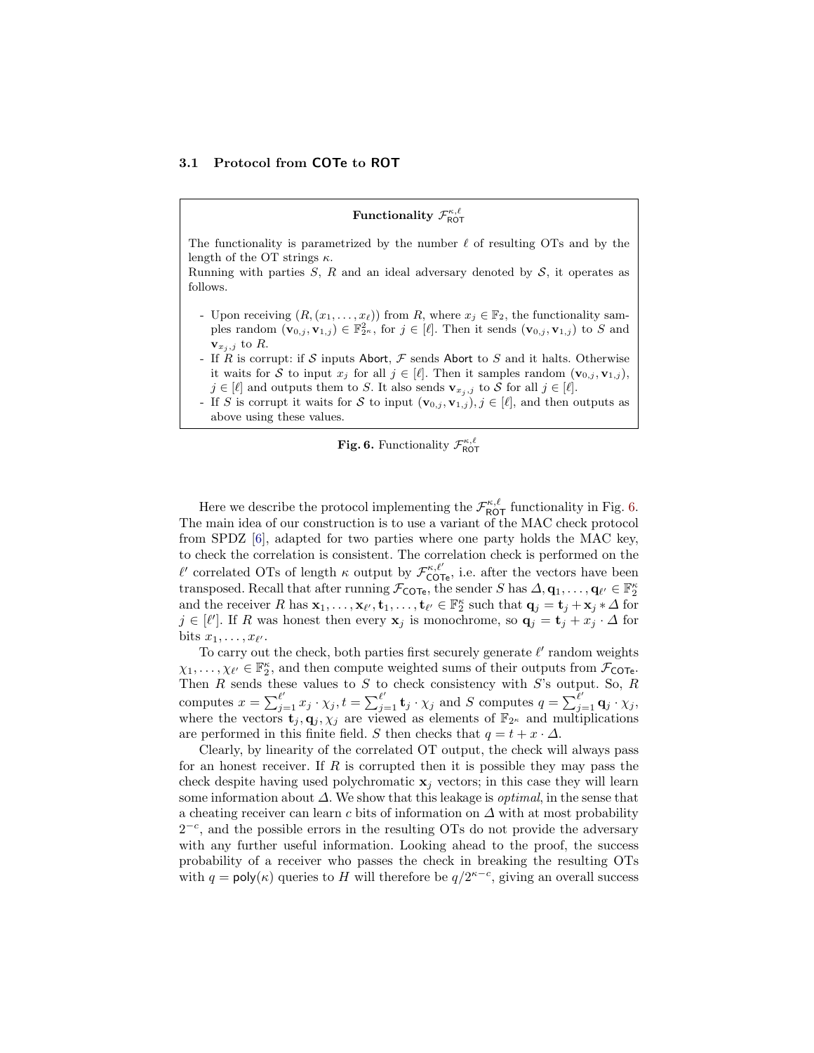### 3.1 Protocol from COTe to ROT

**Functionality $\mathcal{F}_{\mathsf{ROT}}^{\kappa,\ell}$**

The functionality is parametrized by the number $\ell$ of resulting OTs and by the length of the OT strings $\kappa$.

Running with parties $S$, $R$ and an ideal adversary denoted by $\mathcal{S}$, it operates as follows.

- Upon receiving $(R, (x_1, \ldots, x_\ell))$ from $R$, where $x_j \in \mathbb{F}_2$, the functionality samples random $(\mathbf{v}_{0,j}, \mathbf{v}_{1,j}) \in \mathbb{F}_{2^\kappa}^2$, for $j \in [\ell]$. Then it sends $(\mathbf{v}_{0,j}, \mathbf{v}_{1,j})$ to $S$ and $\mathbf{v}_{x_j,j}$ to $R$.
- If $R$ is corrupt: if $\mathcal{S}$ inputs Abort, $\mathcal{F}$ sends Abort to $S$ and it halts. Otherwise it waits for $\mathcal{S}$ to input $x_j$ for all $j \in [\ell]$. Then it samples random $(\mathbf{v}_{0,j}, \mathbf{v}_{1,j})$, $j \in [\ell]$ and outputs them to $S$. It also sends $\mathbf{v}_{x_j,j}$ to $\mathcal{S}$ for all $j \in [\ell]$.
- If $S$ is corrupt it waits for $\mathcal{S}$ to input $(\mathbf{v}_{0,j}, \mathbf{v}_{1,j}), j \in [\ell]$, and then outputs as above using these values.

**Fig. 6.** Functionality $\mathcal{F}_{\mathsf{ROT}}^{\kappa,\ell}$

Here we describe the protocol implementing the $\mathcal{F}_{\mathsf{ROT}}^{\kappa,\ell}$ functionality in Fig. 6. The main idea of our construction is to use a variant of the MAC check protocol from SPDZ [6], adapted for two parties where one party holds the MAC key, to check the correlation is consistent. The correlation check is performed on the $\ell'$ correlated OTs of length $\kappa$ output by $\mathcal{F}_{\mathsf{COTe}}^{\kappa,\ell'}$, i.e. after the vectors have been transposed. Recall that after running $\mathcal{F}_{\mathsf{COTe}}$, the sender $S$ has $\Delta, \mathbf{q}_1, \ldots, \mathbf{q}_{\ell'} \in \mathbb{F}_2^\kappa$ and the receiver $R$ has $\mathbf{x}_1, \ldots, \mathbf{x}_{\ell'}, \mathbf{t}_1, \ldots, \mathbf{t}_{\ell'} \in \mathbb{F}_2^\kappa$ such that $\mathbf{q}_j = \mathbf{t}_j + \mathbf{x}_j * \Delta$ for $j \in [\ell']$. If $R$ was honest then every $\mathbf{x}_j$ is monochrome, so $\mathbf{q}_j = \mathbf{t}_j + x_j \cdot \Delta$ for bits $x_1, \ldots, x_{\ell'}$.

To carry out the check, both parties first securely generate $\ell'$ random weights $\chi_1, \ldots, \chi_{\ell'} \in \mathbb{F}_2^\kappa$, and then compute weighted sums of their outputs from $\mathcal{F}_{\mathsf{COTe}}$. Then $R$ sends these values to $S$ to check consistency with $S$'s output. So, $R$ computes $x = \sum_{j=1}^{\ell'} x_j \cdot \chi_j, t = \sum_{j=1}^{\ell'} \mathbf{t}_j \cdot \chi_j$ and $S$ computes $q = \sum_{j=1}^{\ell'} \mathbf{q}_j \cdot \chi_j$, where the vectors $\mathbf{t}_j, \mathbf{q}_j, \chi_j$ are viewed as elements of $\mathbb{F}_{2^\kappa}$ and multiplications are performed in this finite field. $S$ then checks that $q = t + x \cdot \Delta$.

Clearly, by linearity of the correlated OT output, the check will always pass for an honest receiver. If $R$ is corrupted then it is possible they may pass the check despite having used polychromatic $\mathbf{x}_j$ vectors; in this case they will learn some information about $\Delta$. We show that this leakage is *optimal*, in the sense that a cheating receiver can learn $c$ bits of information on $\Delta$ with at most probability $2^{-c}$, and the possible errors in the resulting OTs do not provide the adversary with any further useful information. Looking ahead to the proof, the success probability of a receiver who passes the check in breaking the resulting OTs with $q = \mathsf{poly}(\kappa)$ queries to $H$ will therefore be $q/2^{\kappa-c}$, giving an overall success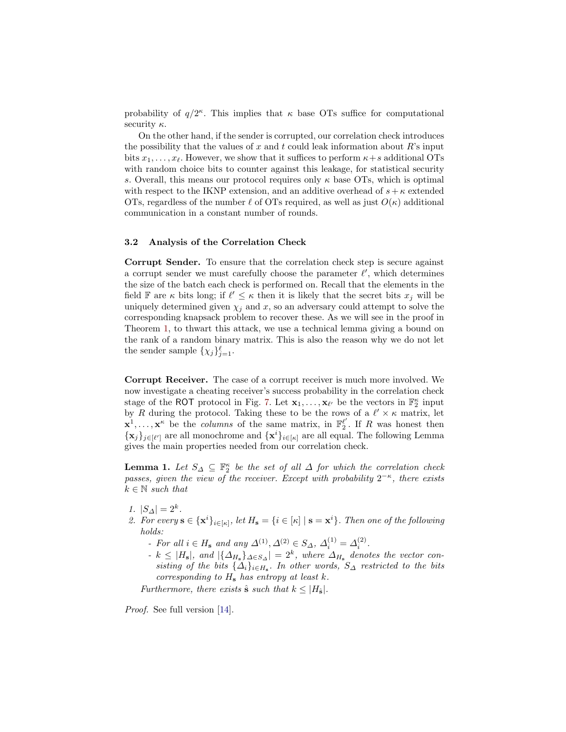probability of $q/2^\kappa$. This implies that $\kappa$ base OTs suffice for computational security $\kappa$.

On the other hand, if the sender is corrupted, our correlation check introduces the possibility that the values of $x$ and $t$ could leak information about $R$'s input bits $x_1, \ldots, x_\ell$. However, we show that it suffices to perform $\kappa + s$ additional OTs with random choice bits to counter against this leakage, for statistical security $s$. Overall, this means our protocol requires only $\kappa$ base OTs, which is optimal with respect to the IKNP extension, and an additive overhead of $s + \kappa$ extended OTs, regardless of the number $\ell$ of OTs required, as well as just $O(\kappa)$ additional communication in a constant number of rounds.

### 3.2 Analysis of the Correlation Check

**Corrupt Sender.** To ensure that the correlation check step is secure against a corrupt sender we must carefully choose the parameter $\ell'$, which determines the size of the batch each check is performed on. Recall that the elements in the field $\mathbb{F}$ are $\kappa$ bits long; if $\ell' \leq \kappa$ then it is likely that the secret bits $x_j$ will be uniquely determined given $\chi_j$ and $x$, so an adversary could attempt to solve the corresponding knapsack problem to recover these. As we will see in the proof in Theorem 1, to thwart this attack, we use a technical lemma giving a bound on the rank of a random binary matrix. This is also the reason why we do not let the sender sample $\{\chi_j\}_{j=1}^{\ell}$.

**Corrupt Receiver.** The case of a corrupt receiver is much more involved. We now investigate a cheating receiver's success probability in the correlation check stage of the ROT protocol in Fig. 7. Let $\mathbf{x}_1, \ldots, \mathbf{x}_{\ell'}$ be the vectors in $\mathbb{F}_2^\kappa$ input by $R$ during the protocol. Taking these to be the rows of a $\ell' \times \kappa$ matrix, let $\mathbf{x}^1, \ldots, \mathbf{x}^\kappa$ be the *columns* of the same matrix, in $\mathbb{F}_2^{\ell'}$. If $R$ was honest then $\{\mathbf{x}_j\}_{j \in [\ell']}$ are all monochrome and $\{\mathbf{x}^i\}_{i \in [\kappa]}$ are all equal. The following Lemma gives the main properties needed from our correlation check.

**Lemma 1.** *Let $S_\Delta \subseteq \mathbb{F}_2^\kappa$ be the set of all $\Delta$ for which the correlation check passes, given the view of the receiver. Except with probability $2^{-\kappa}$, there exists $k \in \mathbb{N}$ such that*

1. *$|S_\Delta| = 2^k$.*
2. *For every $\mathbf{s} \in \{\mathbf{x}^i\}_{i \in [\kappa]}$, let $H_\mathbf{s} = \{i \in [\kappa] \mid \mathbf{s} = \mathbf{x}^i\}$. Then one of the following holds:*
   - *For all $i \in H_\mathbf{s}$ and any $\Delta^{(1)}, \Delta^{(2)} \in S_\Delta$, $\Delta_i^{(1)} = \Delta_i^{(2)}$.*
   - *$k \leq |H_\mathbf{s}|$, and $|\{\Delta_{H_\mathbf{s}}\}_{\Delta \in S_\Delta}| = 2^k$, where $\Delta_{H_\mathbf{s}}$ denotes the vector consisting of the bits $\{\Delta_i\}_{i \in H_\mathbf{s}}$. In other words, $S_\Delta$ restricted to the bits corresponding to $H_\mathbf{s}$ has entropy at least $k$.*

   *Furthermore, there exists $\hat{\mathbf{s}}$ such that $k \leq |H_{\hat{\mathbf{s}}}|$.*

*Proof.* See full version [14].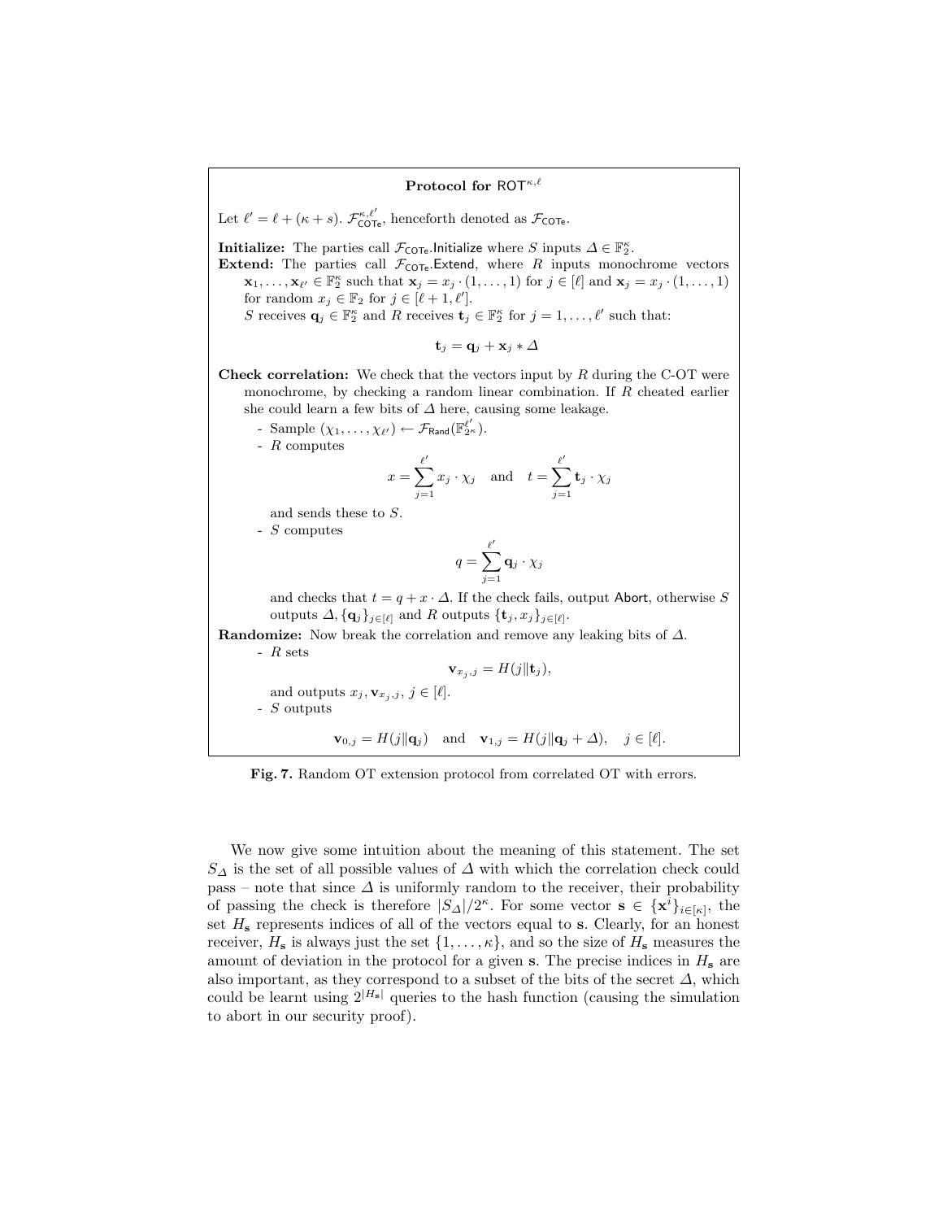**Protocol for $\mathsf{ROT}^{\kappa,\ell}$**

Let $\ell' = \ell + (\kappa + s)$. $\mathcal{F}_{\mathsf{COTe}}^{\kappa,\ell'}$, henceforth denoted as $\mathcal{F}_{\mathsf{COTe}}$.

**Initialize:** The parties call $\mathcal{F}_{\mathsf{COTe}}.\mathsf{Initialize}$ where $S$ inputs $\Delta \in \mathbb{F}_2^\kappa$.

**Extend:** The parties call $\mathcal{F}_{\mathsf{COTe}}.\mathsf{Extend}$, where $R$ inputs monochrome vectors $\mathbf{x}_1, \ldots, \mathbf{x}_{\ell'} \in \mathbb{F}_2^\kappa$ such that $\mathbf{x}_j = x_j \cdot (1, \ldots, 1)$ for $j \in [\ell]$ and $\mathbf{x}_j = x_j \cdot (1, \ldots, 1)$ for random $x_j \in \mathbb{F}_2$ for $j \in [\ell + 1, \ell']$.

$S$ receives $\mathbf{q}_j \in \mathbb{F}_2^\kappa$ and $R$ receives $\mathbf{t}_j \in \mathbb{F}_2^\kappa$ for $j = 1, \ldots, \ell'$ such that:

$$\mathbf{t}_j = \mathbf{q}_j + \mathbf{x}_j * \Delta$$

**Check correlation:** We check that the vectors input by $R$ during the C-OT were monochrome, by checking a random linear combination. If $R$ cheated earlier she could learn a few bits of $\Delta$ here, causing some leakage.

- Sample $(\chi_1, \ldots, \chi_{\ell'}) \leftarrow \mathcal{F}_{\mathsf{Rand}}(\mathbb{F}_{2^\kappa}^{\ell'})$.
- $R$ computes

$$x = \sum_{j=1}^{\ell'} x_j \cdot \chi_j \quad \text{and} \quad t = \sum_{j=1}^{\ell'} \mathbf{t}_j \cdot \chi_j$$

  and sends these to $S$.
- $S$ computes

$$q = \sum_{j=1}^{\ell'} \mathbf{q}_j \cdot \chi_j$$

  and checks that $t = q + x \cdot \Delta$. If the check fails, output $\mathsf{Abort}$, otherwise $S$ outputs $\Delta, \{\mathbf{q}_j\}_{j \in [\ell]}$ and $R$ outputs $\{\mathbf{t}_j, x_j\}_{j \in [\ell]}$.

**Randomize:** Now break the correlation and remove any leaking bits of $\Delta$.

- $R$ sets

$$\mathbf{v}_{x_j,j} = H(j \| \mathbf{t}_j),$$

  and outputs $x_j, \mathbf{v}_{x_j,j}$, $j \in [\ell]$.
- $S$ outputs

$$\mathbf{v}_{0,j} = H(j \| \mathbf{q}_j) \quad \text{and} \quad \mathbf{v}_{1,j} = H(j \| \mathbf{q}_j + \Delta), \quad j \in [\ell].$$

**Fig. 7.** Random OT extension protocol from correlated OT with errors.

We now give some intuition about the meaning of this statement. The set $S_\Delta$ is the set of all possible values of $\Delta$ with which the correlation check could pass – note that since $\Delta$ is uniformly random to the receiver, their probability of passing the check is therefore $|S_\Delta|/2^\kappa$. For some vector $\mathbf{s} \in \{\mathbf{x}^i\}_{i \in [\kappa]}$, the set $H_\mathbf{s}$ represents indices of all of the vectors equal to $\mathbf{s}$. Clearly, for an honest receiver, $H_\mathbf{s}$ is always just the set $\{1, \ldots, \kappa\}$, and so the size of $H_\mathbf{s}$ measures the amount of deviation in the protocol for a given $\mathbf{s}$. The precise indices in $H_\mathbf{s}$ are also important, as they correspond to a subset of the bits of the secret $\Delta$, which could be learnt using $2^{|H_\mathbf{s}|}$ queries to the hash function (causing the simulation to abort in our security proof).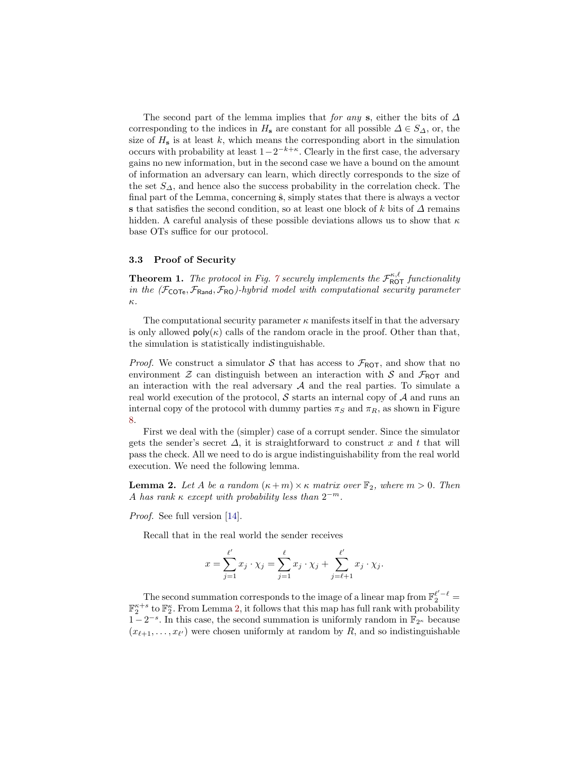The second part of the lemma implies that *for any* $\mathbf{s}$, either the bits of $\Delta$ corresponding to the indices in $H_{\mathbf{s}}$ are constant for all possible $\Delta \in S_\Delta$, or, the size of $H_{\mathbf{s}}$ is at least $k$, which means the corresponding abort in the simulation occurs with probability at least $1-2^{-k+\kappa}$. Clearly in the first case, the adversary gains no new information, but in the second case we have a bound on the amount of information an adversary can learn, which directly corresponds to the size of the set $S_\Delta$, and hence also the success probability in the correlation check. The final part of the Lemma, concerning $\hat{\mathbf{s}}$, simply states that there is always a vector $\mathbf{s}$ that satisfies the second condition, so at least one block of $k$ bits of $\Delta$ remains hidden. A careful analysis of these possible deviations allows us to show that $\kappa$ base OTs suffice for our protocol.

### 3.3 Proof of Security

**Theorem 1.** *The protocol in Fig. 7 securely implements the $\mathcal{F}_{\mathsf{ROT}}^{\kappa,\ell}$ functionality in the $(\mathcal{F}_{\mathsf{COTe}}, \mathcal{F}_{\mathsf{Rand}}, \mathcal{F}_{\mathsf{RO}})$-hybrid model with computational security parameter $\kappa$.*

The computational security parameter $\kappa$ manifests itself in that the adversary is only allowed $\mathsf{poly}(\kappa)$ calls of the random oracle in the proof. Other than that, the simulation is statistically indistinguishable.

*Proof.* We construct a simulator $\mathcal{S}$ that has access to $\mathcal{F}_{\mathsf{ROT}}$, and show that no environment $\mathcal{Z}$ can distinguish between an interaction with $\mathcal{S}$ and $\mathcal{F}_{\mathsf{ROT}}$ and an interaction with the real adversary $\mathcal{A}$ and the real parties. To simulate a real world execution of the protocol, $\mathcal{S}$ starts an internal copy of $\mathcal{A}$ and runs an internal copy of the protocol with dummy parties $\pi_S$ and $\pi_R$, as shown in Figure 8.

First we deal with the (simpler) case of a corrupt sender. Since the simulator gets the sender's secret $\Delta$, it is straightforward to construct $x$ and $t$ that will pass the check. All we need to do is argue indistinguishability from the real world execution. We need the following lemma.

**Lemma 2.** *Let $A$ be a random $(\kappa+m)\times\kappa$ matrix over $\mathbb{F}_2$, where $m > 0$. Then $A$ has rank $\kappa$ except with probability less than $2^{-m}$.*

*Proof.* See full version [14].

Recall that in the real world the sender receives

$$x = \sum_{j=1}^{\ell'} x_j \cdot \chi_j = \sum_{j=1}^{\ell} x_j \cdot \chi_j + \sum_{j=\ell+1}^{\ell'} x_j \cdot \chi_j.$$

The second summation corresponds to the image of a linear map from $\mathbb{F}_2^{\ell'-\ell} = \mathbb{F}_2^{\kappa+s}$ to $\mathbb{F}_2^{\kappa}$. From Lemma 2, it follows that this map has full rank with probability $1-2^{-s}$. In this case, the second summation is uniformly random in $\mathbb{F}_{2^\kappa}$ because $(x_{\ell+1},\ldots,x_{\ell'})$ were chosen uniformly at random by $R$, and so indistinguishable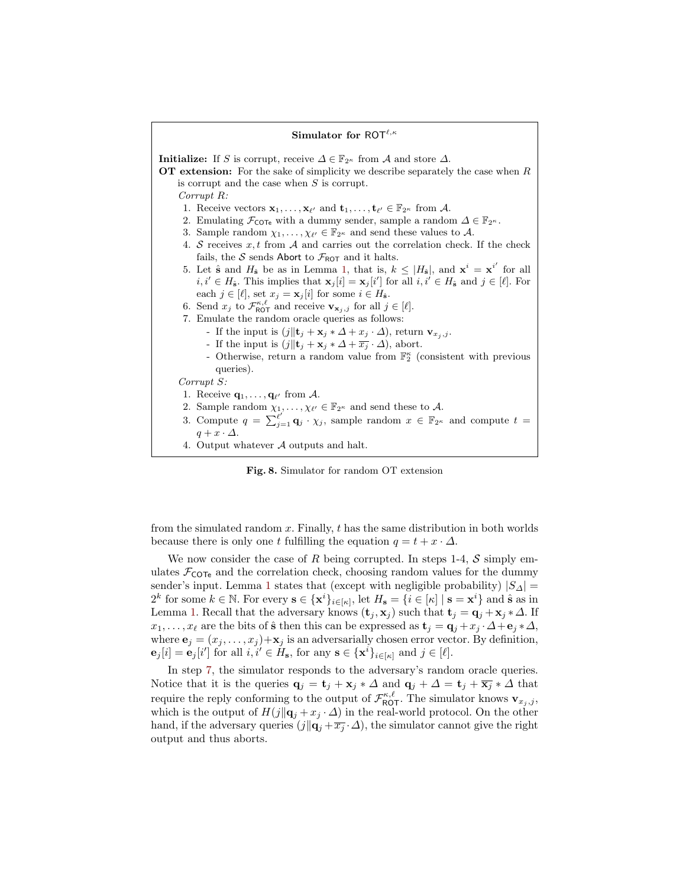**Simulator for $\mathsf{ROT}^{\ell,\kappa}$**

**Initialize:** If $S$ is corrupt, receive $\Delta \in \mathbb{F}_{2^\kappa}$ from $\mathcal{A}$ and store $\Delta$.

**OT extension:** For the sake of simplicity we describe separately the case when $R$ is corrupt and the case when $S$ is corrupt.

*Corrupt R:*

1. Receive vectors $\mathbf{x}_1, \ldots, \mathbf{x}_{\ell'}$ and $\mathbf{t}_1, \ldots, \mathbf{t}_{\ell'} \in \mathbb{F}_{2^\kappa}$ from $\mathcal{A}$.
2. Emulating $\mathcal{F}_{\mathsf{COTe}}$ with a dummy sender, sample a random $\Delta \in \mathbb{F}_{2^\kappa}$.
3. Sample random $\chi_1, \ldots, \chi_{\ell'} \in \mathbb{F}_{2^\kappa}$ and send these values to $\mathcal{A}$.
4. $\mathcal{S}$ receives $x, t$ from $\mathcal{A}$ and carries out the correlation check. If the check fails, the $\mathcal{S}$ sends $\mathsf{Abort}$ to $\mathcal{F}_{\mathsf{ROT}}$ and it halts.
5. Let $\hat{\mathbf{s}}$ and $H_{\hat{\mathbf{s}}}$ be as in Lemma 1, that is, $k \le |H_{\hat{\mathbf{s}}}|$, and $\mathbf{x}^i = \mathbf{x}^{i'}$ for all $i, i' \in H_{\hat{\mathbf{s}}}$. This implies that $\mathbf{x}_j[i] = \mathbf{x}_j[i']$ for all $i, i' \in H_{\hat{\mathbf{s}}}$ and $j \in [\ell]$. For each $j \in [\ell]$, set $x_j = \mathbf{x}_j[i]$ for some $i \in H_{\hat{\mathbf{s}}}$.
6. Send $x_j$ to $\mathcal{F}_{\mathsf{ROT}}^{\kappa,\ell}$ and receive $\mathbf{v}_{\mathbf{x}_j,j}$ for all $j \in [\ell]$.
7. Emulate the random oracle queries as follows:
   - If the input is $(j \| \mathbf{t}_j + \mathbf{x}_j * \Delta + x_j \cdot \Delta)$, return $\mathbf{v}_{x_j,j}$.
   - If the input is $(j \| \mathbf{t}_j + \mathbf{x}_j * \Delta + \overline{x_j} \cdot \Delta)$, abort.
   - Otherwise, return a random value from $\mathbb{F}_2^\kappa$ (consistent with previous queries).

*Corrupt S:*

1. Receive $\mathbf{q}_1, \ldots, \mathbf{q}_{\ell'}$ from $\mathcal{A}$.
2. Sample random $\chi_1, \ldots, \chi_{\ell'} \in \mathbb{F}_{2^\kappa}$ and send these to $\mathcal{A}$.
3. Compute $q = \sum_{j=1}^{\ell'} \mathbf{q}_j \cdot \chi_j$, sample random $x \in \mathbb{F}_{2^\kappa}$ and compute $t = q + x \cdot \Delta$.
4. Output whatever $\mathcal{A}$ outputs and halt.

**Fig. 8.** Simulator for random OT extension

from the simulated random $x$. Finally, $t$ has the same distribution in both worlds because there is only one $t$ fulfilling the equation $q = t + x \cdot \Delta$.

We now consider the case of $R$ being corrupted. In steps 1-4, $\mathcal{S}$ simply emulates $\mathcal{F}_{\mathsf{COTe}}$ and the correlation check, choosing random values for the dummy sender's input. Lemma 1 states that (except with negligible probability) $|S_\Delta| = 2^k$ for some $k \in \mathbb{N}$. For every $\mathbf{s} \in \{\mathbf{x}^i\}_{i \in [\kappa]}$, let $H_{\mathbf{s}} = \{i \in [\kappa] \mid \mathbf{s} = \mathbf{x}^i\}$ and $\hat{\mathbf{s}}$ as in Lemma 1. Recall that the adversary knows $(\mathbf{t}_j, \mathbf{x}_j)$ such that $\mathbf{t}_j = \mathbf{q}_j + \mathbf{x}_j * \Delta$. If $x_1, \ldots, x_\ell$ are the bits of $\hat{\mathbf{s}}$ then this can be expressed as $\mathbf{t}_j = \mathbf{q}_j + x_j \cdot \Delta + \mathbf{e}_j * \Delta$, where $\mathbf{e}_j = (x_j, \ldots, x_j) + \mathbf{x}_j$ is an adversarially chosen error vector. By definition, $\mathbf{e}_j[i] = \mathbf{e}_j[i']$ for all $i, i' \in H_{\mathbf{s}}$, for any $\mathbf{s} \in \{\mathbf{x}^i\}_{i \in [\kappa]}$ and $j \in [\ell]$.

In step 7, the simulator responds to the adversary's random oracle queries. Notice that it is the queries $\mathbf{q}_j = \mathbf{t}_j + \mathbf{x}_j * \Delta$ and $\mathbf{q}_j + \Delta = \mathbf{t}_j + \overline{\mathbf{x}_j} * \Delta$ that require the reply conforming to the output of $\mathcal{F}_{\mathsf{ROT}}^{\kappa,\ell}$. The simulator knows $\mathbf{v}_{x_j,j}$, which is the output of $H(j \| \mathbf{q}_j + x_j \cdot \Delta)$ in the real-world protocol. On the other hand, if the adversary queries $(j \| \mathbf{q}_j + \overline{x_j} \cdot \Delta)$, the simulator cannot give the right output and thus aborts.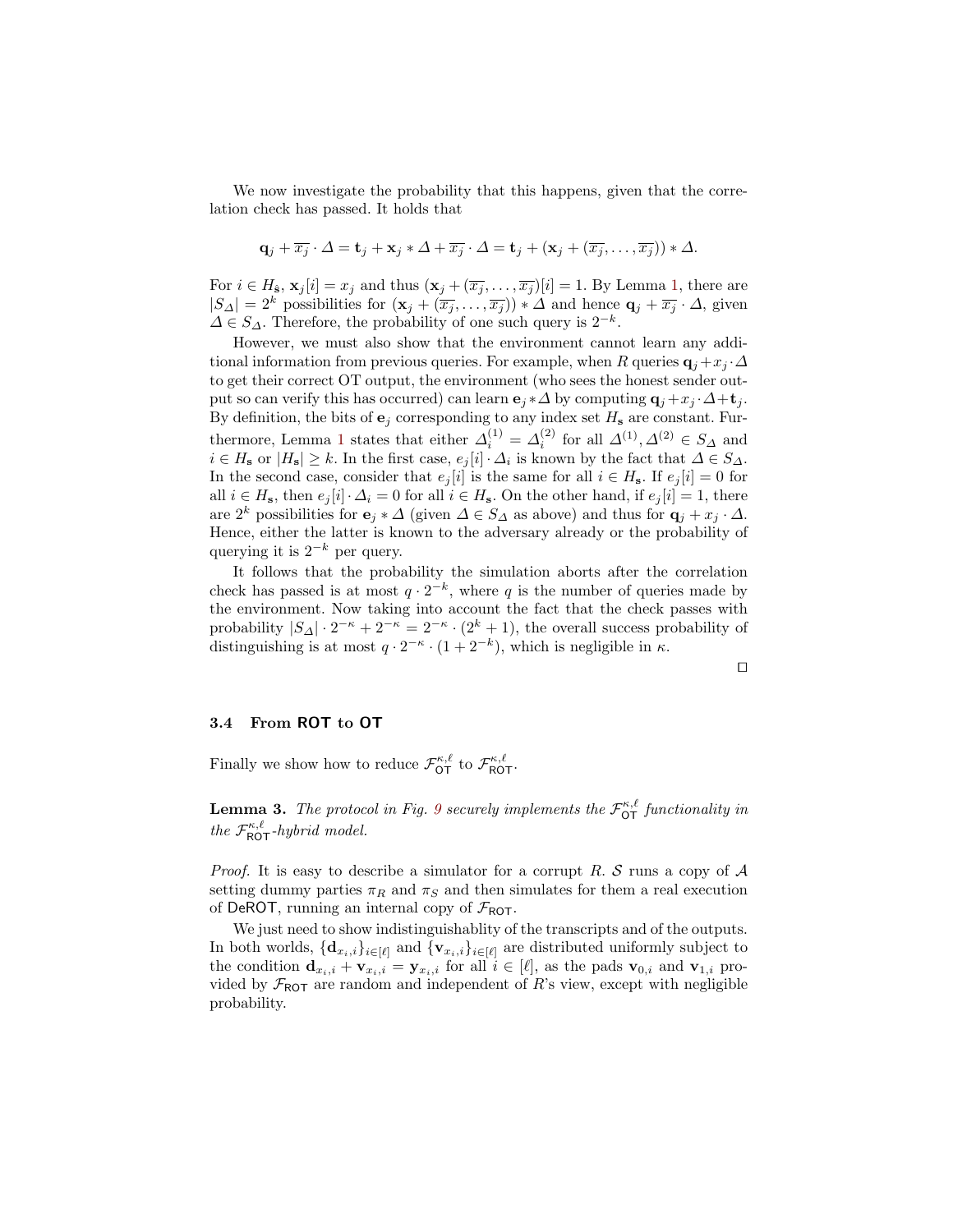We now investigate the probability that this happens, given that the correlation check has passed. It holds that

$$\mathbf{q}_j + \overline{x_j} \cdot \Delta = \mathbf{t}_j + \mathbf{x}_j * \Delta + \overline{x_j} \cdot \Delta = \mathbf{t}_j + (\mathbf{x}_j + (\overline{x_j}, \ldots, \overline{x_j})) * \Delta.$$

For $i \in H_{\hat{\mathbf{s}}}$, $\mathbf{x}_j[i] = x_j$ and thus $(\mathbf{x}_j + (\overline{x_j}, \ldots, \overline{x_j})[i] = 1$. By Lemma 1, there are $|S_\Delta| = 2^k$ possibilities for $(\mathbf{x}_j + (\overline{x_j}, \ldots, \overline{x_j})) * \Delta$ and hence $\mathbf{q}_j + \overline{x_j} \cdot \Delta$, given $\Delta \in S_\Delta$. Therefore, the probability of one such query is $2^{-k}$.

However, we must also show that the environment cannot learn any additional information from previous queries. For example, when $R$ queries $\mathbf{q}_j + x_j \cdot \Delta$ to get their correct OT output, the environment (who sees the honest sender output so can verify this has occurred) can learn $\mathbf{e}_j * \Delta$ by computing $\mathbf{q}_j + x_j \cdot \Delta + \mathbf{t}_j$. By definition, the bits of $\mathbf{e}_j$ corresponding to any index set $H_\mathbf{s}$ are constant. Furthermore, Lemma 1 states that either $\Delta^{(1)}_i = \Delta^{(2)}_i$ for all $\Delta^{(1)}, \Delta^{(2)} \in S_\Delta$ and $i \in H_\mathbf{s}$ or $|H_\mathbf{s}| \geq k$. In the first case, $e_j[i] \cdot \Delta_i$ is known by the fact that $\Delta \in S_\Delta$. In the second case, consider that $e_j[i]$ is the same for all $i \in H_\mathbf{s}$. If $e_j[i] = 0$ for all $i \in H_\mathbf{s}$, then $e_j[i] \cdot \Delta_i = 0$ for all $i \in H_\mathbf{s}$. On the other hand, if $e_j[i] = 1$, there are $2^k$ possibilities for $\mathbf{e}_j * \Delta$ (given $\Delta \in S_\Delta$ as above) and thus for $\mathbf{q}_j + x_j \cdot \Delta$. Hence, either the latter is known to the adversary already or the probability of querying it is $2^{-k}$ per query.

It follows that the probability the simulation aborts after the correlation check has passed is at most $q \cdot 2^{-k}$, where $q$ is the number of queries made by the environment. Now taking into account the fact that the check passes with probability $|S_\Delta| \cdot 2^{-\kappa} + 2^{-\kappa} = 2^{-\kappa} \cdot (2^k + 1)$, the overall success probability of distinguishing is at most $q \cdot 2^{-\kappa} \cdot (1 + 2^{-k})$, which is negligible in $\kappa$.

□

### 3.4 From ROT to OT

Finally we show how to reduce $\mathcal{F}^{\kappa,\ell}_{\mathsf{OT}}$ to $\mathcal{F}^{\kappa,\ell}_{\mathsf{ROT}}$.

**Lemma 3.** *The protocol in Fig. 9 securely implements the $\mathcal{F}^{\kappa,\ell}_{\mathsf{OT}}$ functionality in the $\mathcal{F}^{\kappa,\ell}_{\mathsf{ROT}}$-hybrid model.*

*Proof.* It is easy to describe a simulator for a corrupt $R$. $\mathcal{S}$ runs a copy of $\mathcal{A}$ setting dummy parties $\pi_R$ and $\pi_S$ and then simulates for them a real execution of $\mathsf{DeROT}$, running an internal copy of $\mathcal{F}_{\mathsf{ROT}}$.

We just need to show indistinguishablity of the transcripts and of the outputs. In both worlds, $\{\mathbf{d}_{x_i,i}\}_{i\in[\ell]}$ and $\{\mathbf{v}_{x_i,i}\}_{i\in[\ell]}$ are distributed uniformly subject to the condition $\mathbf{d}_{x_i,i} + \mathbf{v}_{x_i,i} = \mathbf{y}_{x_i,i}$ for all $i \in [\ell]$, as the pads $\mathbf{v}_{0,i}$ and $\mathbf{v}_{1,i}$ provided by $\mathcal{F}_{\mathsf{ROT}}$ are random and independent of $R$'s view, except with negligible probability.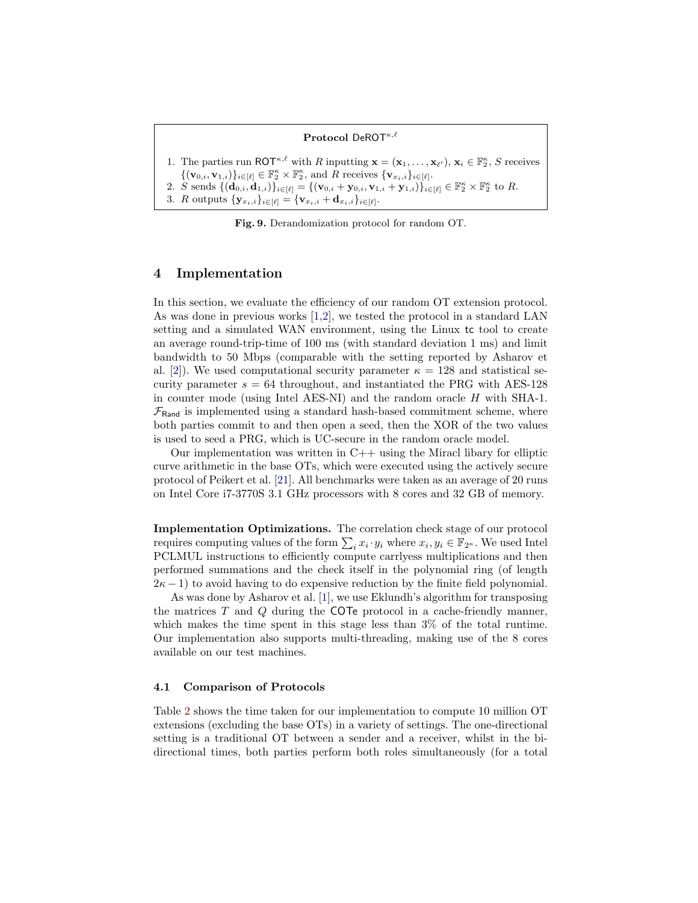**Protocol** $\mathsf{DeROT}^{\kappa,\ell}$

1. The parties run $\mathsf{ROT}^{\kappa,\ell}$ with $R$ inputting $\mathbf{x} = (\mathbf{x}_1, \dots, \mathbf{x}_{\ell'})$, $\mathbf{x}_i \in \mathbb{F}_2^\kappa$, $S$ receives $\{(\mathbf{v}_{0,i}, \mathbf{v}_{1,i})\}_{i\in[\ell]} \in \mathbb{F}_2^\kappa \times \mathbb{F}_2^\kappa$, and $R$ receives $\{\mathbf{v}_{x_i,i}\}_{i\in[\ell]}$.
2. $S$ sends $\{(\mathbf{d}_{0,i}, \mathbf{d}_{1,i})\}_{i\in[\ell]} = \{(\mathbf{v}_{0,i} + \mathbf{y}_{0,i}, \mathbf{v}_{1,i} + \mathbf{y}_{1,i})\}_{i\in[\ell]} \in \mathbb{F}_2^\kappa \times \mathbb{F}_2^\kappa$ to $R$.
3. $R$ outputs $\{\mathbf{y}_{x_i,i}\}_{i\in[\ell]} = \{\mathbf{v}_{x_i,i} + \mathbf{d}_{x_i,i}\}_{i\in[\ell]}$.

**Fig. 9.** Derandomization protocol for random OT.

## 4 Implementation

In this section, we evaluate the efficiency of our random OT extension protocol. As was done in previous works [1,2], we tested the protocol in a standard LAN setting and a simulated WAN environment, using the Linux tc tool to create an average round-trip-time of 100 ms (with standard deviation 1 ms) and limit bandwidth to 50 Mbps (comparable with the setting reported by Asharov et al. [2]). We used computational security parameter $\kappa = 128$ and statistical security parameter $s = 64$ throughout, and instantiated the PRG with AES-128 in counter mode (using Intel AES-NI) and the random oracle $H$ with SHA-1. $\mathcal{F}_{\mathsf{Rand}}$ is implemented using a standard hash-based commitment scheme, where both parties commit to and then open a seed, then the XOR of the two values is used to seed a PRG, which is UC-secure in the random oracle model.

Our implementation was written in C++ using the Miracl libary for elliptic curve arithmetic in the base OTs, which were executed using the actively secure protocol of Peikert et al. [21]. All benchmarks were taken as an average of 20 runs on Intel Core i7-3770S 3.1 GHz processors with 8 cores and 32 GB of memory.

**Implementation Optimizations.** The correlation check stage of our protocol requires computing values of the form $\sum_i x_i \cdot y_i$ where $x_i, y_i \in \mathbb{F}_{2^\kappa}$. We used Intel PCLMUL instructions to efficiently compute carryless multiplications and then performed summations and the check itself in the polynomial ring (of length $2\kappa - 1$) to avoid having to do expensive reduction by the finite field polynomial.

As was done by Asharov et al. [1], we use Eklundh's algorithm for transposing the matrices $T$ and $Q$ during the $\mathsf{COTe}$ protocol in a cache-friendly manner, which makes the time spent in this stage less than 3% of the total runtime. Our implementation also supports multi-threading, making use of the 8 cores available on our test machines.

### 4.1 Comparison of Protocols

Table 2 shows the time taken for our implementation to compute 10 million OT extensions (excluding the base OTs) in a variety of settings. The one-directional setting is a traditional OT between a sender and a receiver, whilst in the bi-directional times, both parties perform both roles simultaneously (for a total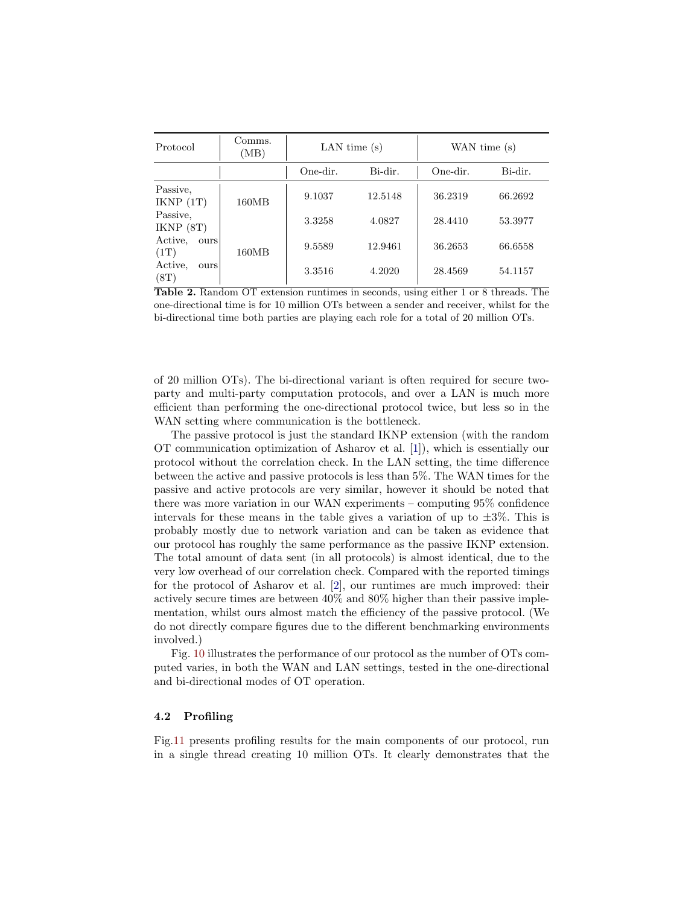| Protocol | Comms. (MB) | LAN time (s) | | WAN time (s) | |
|---|---|---|---|---|---|
| | | One-dir. | Bi-dir. | One-dir. | Bi-dir. |
| Passive, IKNP (1T) | 160MB | 9.1037 | 12.5148 | 36.2319 | 66.2692 |
| Passive, IKNP (8T) | | 3.3258 | 4.0827 | 28.4410 | 53.3977 |
| Active, ours (1T) | 160MB | 9.5589 | 12.9461 | 36.2653 | 66.6558 |
| Active, ours (8T) | | 3.3516 | 4.2020 | 28.4569 | 54.1157 |

**Table 2.** Random OT extension runtimes in seconds, using either 1 or 8 threads. The one-directional time is for 10 million OTs between a sender and receiver, whilst for the bi-directional time both parties are playing each role for a total of 20 million OTs.

of 20 million OTs). The bi-directional variant is often required for secure two-party and multi-party computation protocols, and over a LAN is much more efficient than performing the one-directional protocol twice, but less so in the WAN setting where communication is the bottleneck.

The passive protocol is just the standard IKNP extension (with the random OT communication optimization of Asharov et al. [1]), which is essentially our protocol without the correlation check. In the LAN setting, the time difference between the active and passive protocols is less than 5%. The WAN times for the passive and active protocols are very similar, however it should be noted that there was more variation in our WAN experiments – computing 95% confidence intervals for these means in the table gives a variation of up to $\pm 3\%$. This is probably mostly due to network variation and can be taken as evidence that our protocol has roughly the same performance as the passive IKNP extension. The total amount of data sent (in all protocols) is almost identical, due to the very low overhead of our correlation check. Compared with the reported timings for the protocol of Asharov et al. [2], our runtimes are much improved: their actively secure times are between 40% and 80% higher than their passive implementation, whilst ours almost match the efficiency of the passive protocol. (We do not directly compare figures due to the different benchmarking environments involved.)

Fig. 10 illustrates the performance of our protocol as the number of OTs computed varies, in both the WAN and LAN settings, tested in the one-directional and bi-directional modes of OT operation.

### 4.2 Profiling

Fig.11 presents profiling results for the main components of our protocol, run in a single thread creating 10 million OTs. It clearly demonstrates that the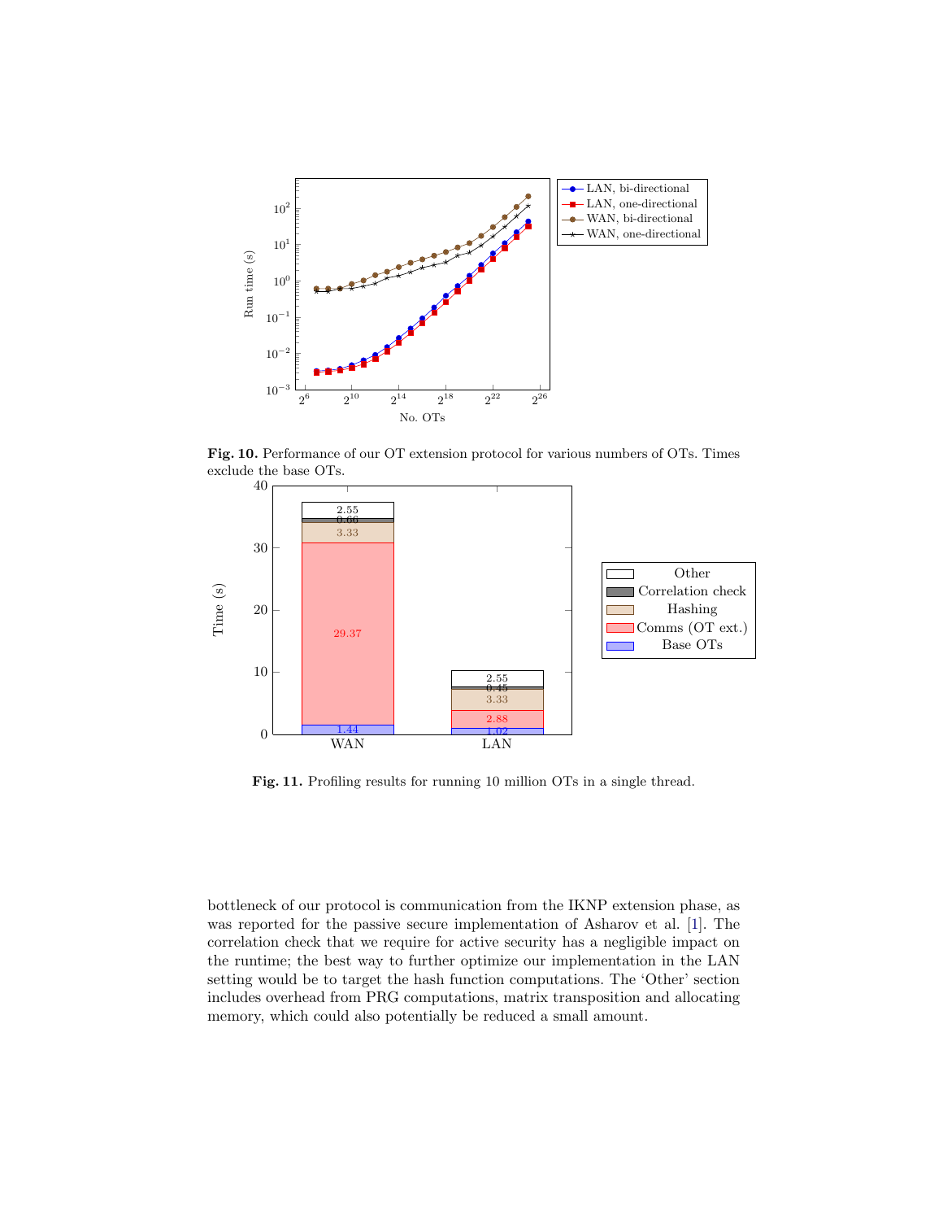**Fig. 10.** Performance of our OT extension protocol for various numbers of OTs. Times exclude the base OTs.

**Fig. 11.** Profiling results for running 10 million OTs in a single thread.

bottleneck of our protocol is communication from the IKNP extension phase, as was reported for the passive secure implementation of Asharov et al. [1]. The correlation check that we require for active security has a negligible impact on the runtime; the best way to further optimize our implementation in the LAN setting would be to target the hash function computations. The 'Other' section includes overhead from PRG computations, matrix transposition and allocating memory, which could also potentially be reduced a small amount.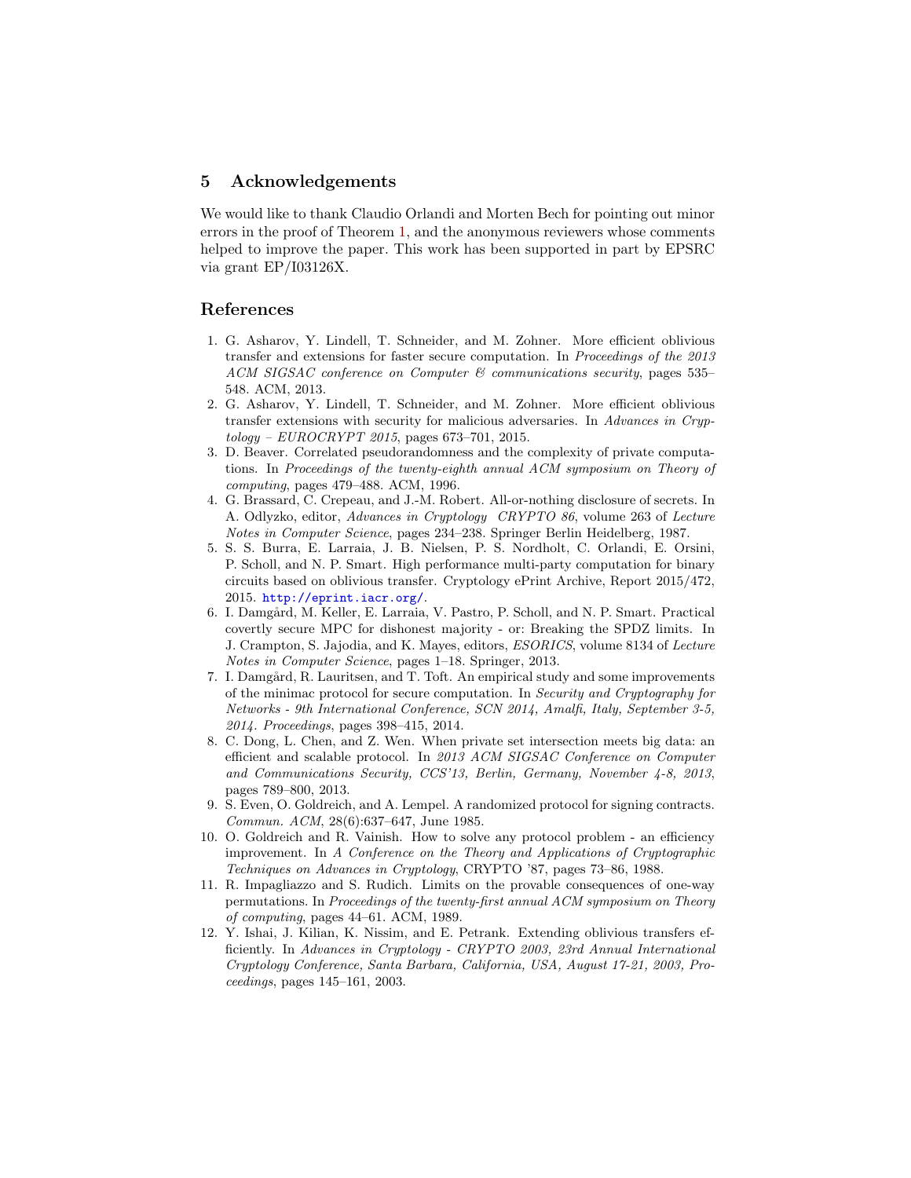## 5 Acknowledgements

We would like to thank Claudio Orlandi and Morten Bech for pointing out minor errors in the proof of Theorem 1, and the anonymous reviewers whose comments helped to improve the paper. This work has been supported in part by EPSRC via grant EP/I03126X.

## References

1. G. Asharov, Y. Lindell, T. Schneider, and M. Zohner. More efficient oblivious transfer and extensions for faster secure computation. In *Proceedings of the 2013 ACM SIGSAC conference on Computer & communications security*, pages 535–548. ACM, 2013.
2. G. Asharov, Y. Lindell, T. Schneider, and M. Zohner. More efficient oblivious transfer extensions with security for malicious adversaries. In *Advances in Cryptology – EUROCRYPT 2015*, pages 673–701, 2015.
3. D. Beaver. Correlated pseudorandomness and the complexity of private computations. In *Proceedings of the twenty-eighth annual ACM symposium on Theory of computing*, pages 479–488. ACM, 1996.
4. G. Brassard, C. Crepeau, and J.-M. Robert. All-or-nothing disclosure of secrets. In A. Odlyzko, editor, *Advances in Cryptology CRYPTO 86*, volume 263 of *Lecture Notes in Computer Science*, pages 234–238. Springer Berlin Heidelberg, 1987.
5. S. S. Burra, E. Larraia, J. B. Nielsen, P. S. Nordholt, C. Orlandi, E. Orsini, P. Scholl, and N. P. Smart. High performance multi-party computation for binary circuits based on oblivious transfer. Cryptology ePrint Archive, Report 2015/472, 2015. http://eprint.iacr.org/.
6. I. Damgård, M. Keller, E. Larraia, V. Pastro, P. Scholl, and N. P. Smart. Practical covertly secure MPC for dishonest majority - or: Breaking the SPDZ limits. In J. Crampton, S. Jajodia, and K. Mayes, editors, *ESORICS*, volume 8134 of *Lecture Notes in Computer Science*, pages 1–18. Springer, 2013.
7. I. Damgård, R. Lauritsen, and T. Toft. An empirical study and some improvements of the minimac protocol for secure computation. In *Security and Cryptography for Networks - 9th International Conference, SCN 2014, Amalfi, Italy, September 3-5, 2014. Proceedings*, pages 398–415, 2014.
8. C. Dong, L. Chen, and Z. Wen. When private set intersection meets big data: an efficient and scalable protocol. In *2013 ACM SIGSAC Conference on Computer and Communications Security, CCS'13, Berlin, Germany, November 4-8, 2013*, pages 789–800, 2013.
9. S. Even, O. Goldreich, and A. Lempel. A randomized protocol for signing contracts. *Commun. ACM*, 28(6):637–647, June 1985.
10. O. Goldreich and R. Vainish. How to solve any protocol problem - an efficiency improvement. In *A Conference on the Theory and Applications of Cryptographic Techniques on Advances in Cryptology*, CRYPTO '87, pages 73–86, 1988.
11. R. Impagliazzo and S. Rudich. Limits on the provable consequences of one-way permutations. In *Proceedings of the twenty-first annual ACM symposium on Theory of computing*, pages 44–61. ACM, 1989.
12. Y. Ishai, J. Kilian, K. Nissim, and E. Petrank. Extending oblivious transfers efficiently. In *Advances in Cryptology - CRYPTO 2003, 23rd Annual International Cryptology Conference, Santa Barbara, California, USA, August 17-21, 2003, Proceedings*, pages 145–161, 2003.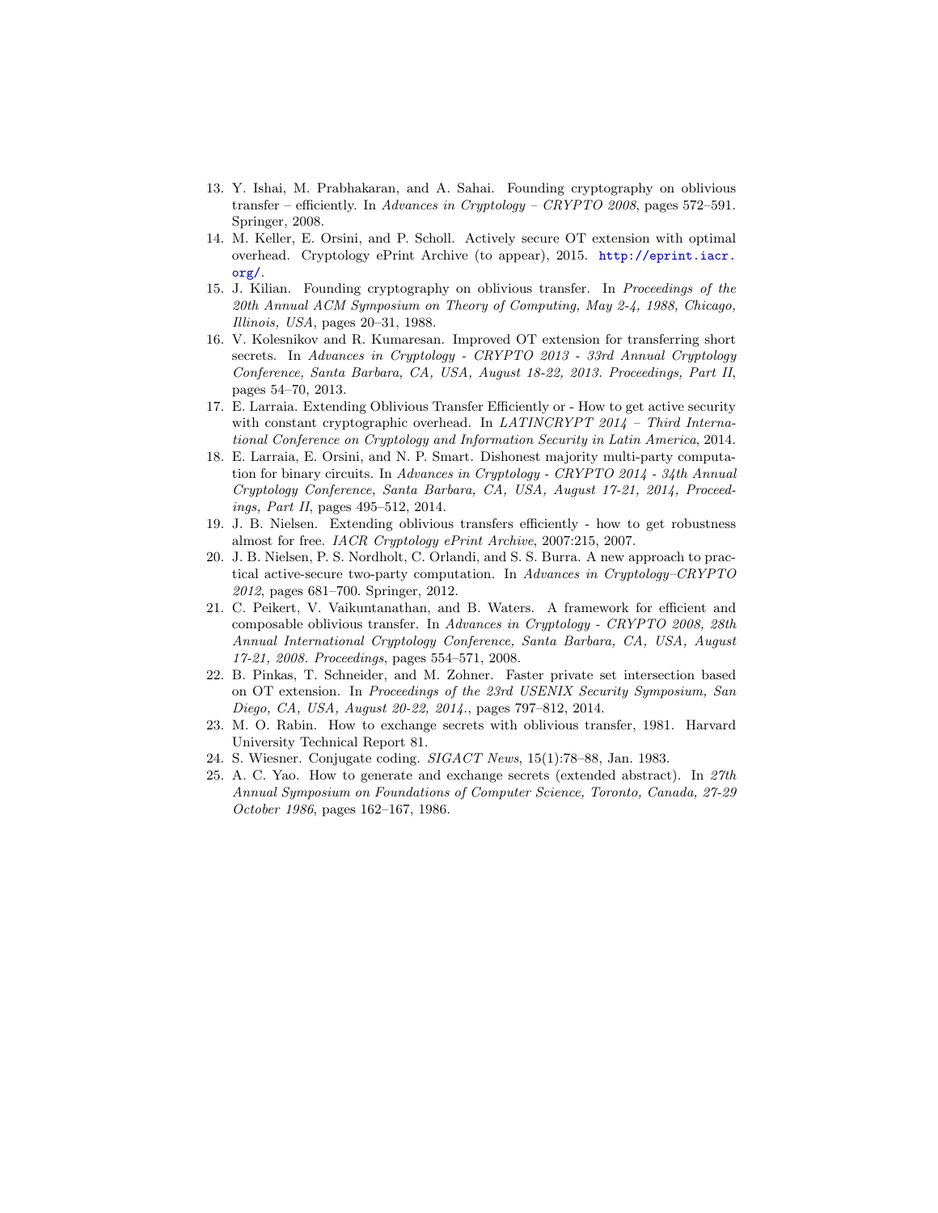13. Y. Ishai, M. Prabhakaran, and A. Sahai. Founding cryptography on oblivious transfer – efficiently. In *Advances in Cryptology – CRYPTO 2008*, pages 572–591. Springer, 2008.
14. M. Keller, E. Orsini, and P. Scholl. Actively secure OT extension with optimal overhead. Cryptology ePrint Archive (to appear), 2015. http://eprint.iacr.org/.
15. J. Kilian. Founding cryptography on oblivious transfer. In *Proceedings of the 20th Annual ACM Symposium on Theory of Computing, May 2-4, 1988, Chicago, Illinois, USA*, pages 20–31, 1988.
16. V. Kolesnikov and R. Kumaresan. Improved OT extension for transferring short secrets. In *Advances in Cryptology - CRYPTO 2013 - 33rd Annual Cryptology Conference, Santa Barbara, CA, USA, August 18-22, 2013. Proceedings, Part II*, pages 54–70, 2013.
17. E. Larraia. Extending Oblivious Transfer Efficiently or - How to get active security with constant cryptographic overhead. In *LATINCRYPT 2014 – Third International Conference on Cryptology and Information Security in Latin America*, 2014.
18. E. Larraia, E. Orsini, and N. P. Smart. Dishonest majority multi-party computation for binary circuits. In *Advances in Cryptology - CRYPTO 2014 - 34th Annual Cryptology Conference, Santa Barbara, CA, USA, August 17-21, 2014, Proceedings, Part II*, pages 495–512, 2014.
19. J. B. Nielsen. Extending oblivious transfers efficiently - how to get robustness almost for free. *IACR Cryptology ePrint Archive*, 2007:215, 2007.
20. J. B. Nielsen, P. S. Nordholt, C. Orlandi, and S. S. Burra. A new approach to practical active-secure two-party computation. In *Advances in Cryptology–CRYPTO 2012*, pages 681–700. Springer, 2012.
21. C. Peikert, V. Vaikuntanathan, and B. Waters. A framework for efficient and composable oblivious transfer. In *Advances in Cryptology - CRYPTO 2008, 28th Annual International Cryptology Conference, Santa Barbara, CA, USA, August 17-21, 2008. Proceedings*, pages 554–571, 2008.
22. B. Pinkas, T. Schneider, and M. Zohner. Faster private set intersection based on OT extension. In *Proceedings of the 23rd USENIX Security Symposium, San Diego, CA, USA, August 20-22, 2014.*, pages 797–812, 2014.
23. M. O. Rabin. How to exchange secrets with oblivious transfer, 1981. Harvard University Technical Report 81.
24. S. Wiesner. Conjugate coding. *SIGACT News*, 15(1):78–88, Jan. 1983.
25. A. C. Yao. How to generate and exchange secrets (extended abstract). In *27th Annual Symposium on Foundations of Computer Science, Toronto, Canada, 27-29 October 1986*, pages 162–167, 1986.